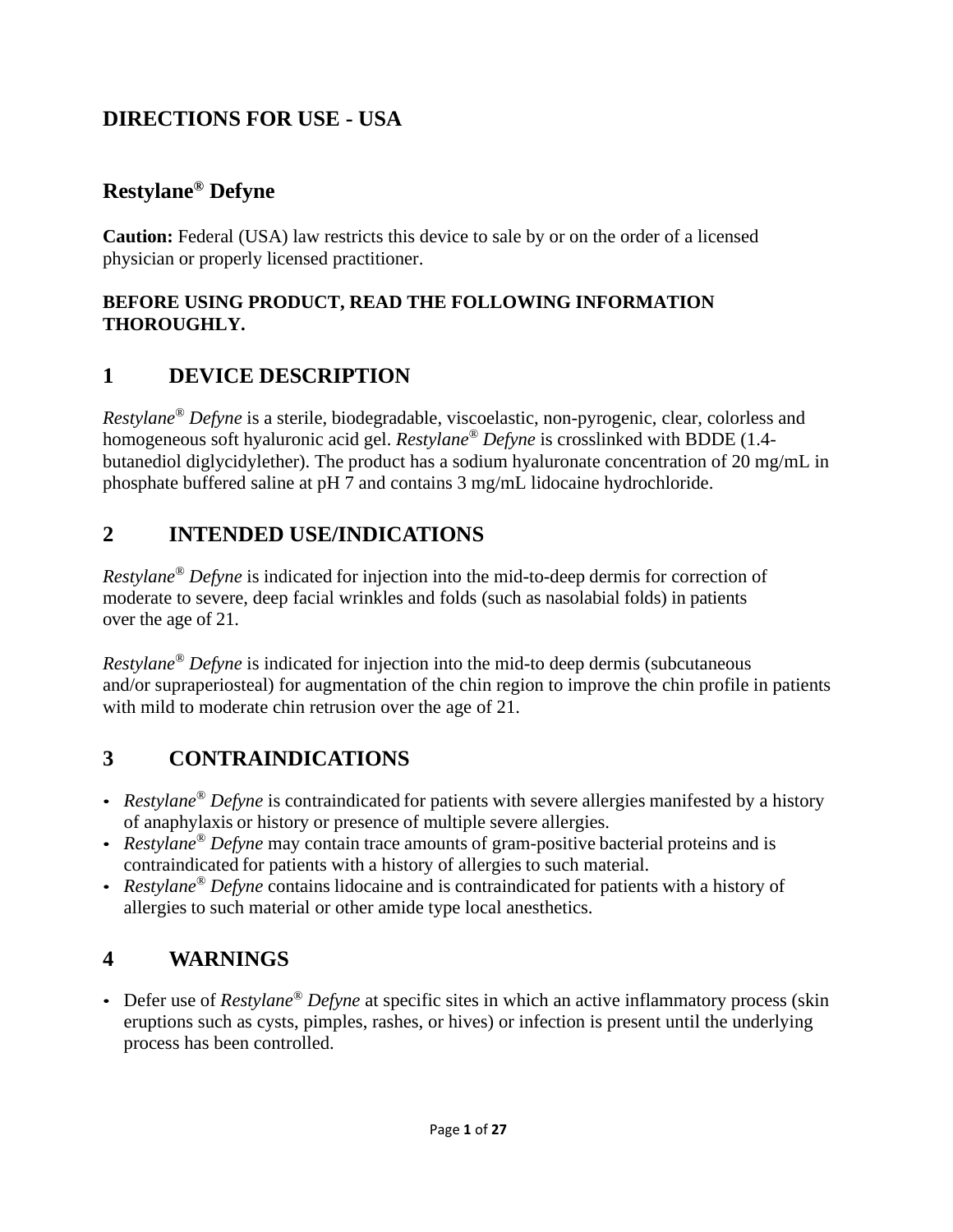# DIRECTIONS FOR USE - USA

## Restylane® Defyne

**Caution:** Federal (USA) law restricts this device to sale by or on the order of a licensed physician or properly licensed practitioner.

**BEFORE USING PRODUCT, READ THE FOLLOWING INFORMATION THOROUGHLY.**

## 1 DEVICE DESCRIPTION

*Restylane® Defyne* is a sterile, biodegradable, viscoelastic, non-pyrogenic, clear, colorless and homogeneous soft hyaluronic acid gel. *Restylane® Defyne* is crosslinked with BDDE (1.4-butanediol diglycidylether). The product has a sodium hyaluronate concentration of 20 mg/mL in phosphate buffered saline at pH 7 and contains 3 mg/mL lidocaine hydrochloride.

## 2 INTENDED USE/INDICATIONS

*Restylane® Defyne* is indicated for injection into the mid-to-deep dermis for correction of moderate to severe, deep facial wrinkles and folds (such as nasolabial folds) in patients over the age of 21.

*Restylane® Defyne* is indicated for injection into the mid-to deep dermis (subcutaneous and/or supraperiosteal) for augmentation of the chin region to improve the chin profile in patients with mild to moderate chin retrusion over the age of 21.

## 3 CONTRAINDICATIONS

- *Restylane® Defyne* is contraindicated for patients with severe allergies manifested by a history of anaphylaxis or history or presence of multiple severe allergies.
- *Restylane® Defyne* may contain trace amounts of gram-positive bacterial proteins and is contraindicated for patients with a history of allergies to such material.
- *Restylane® Defyne* contains lidocaine and is contraindicated for patients with a history of allergies to such material or other amide type local anesthetics.

## 4 WARNINGS

- Defer use of *Restylane® Defyne* at specific sites in which an active inflammatory process (skin eruptions such as cysts, pimples, rashes, or hives) or infection is present until the underlying process has been controlled.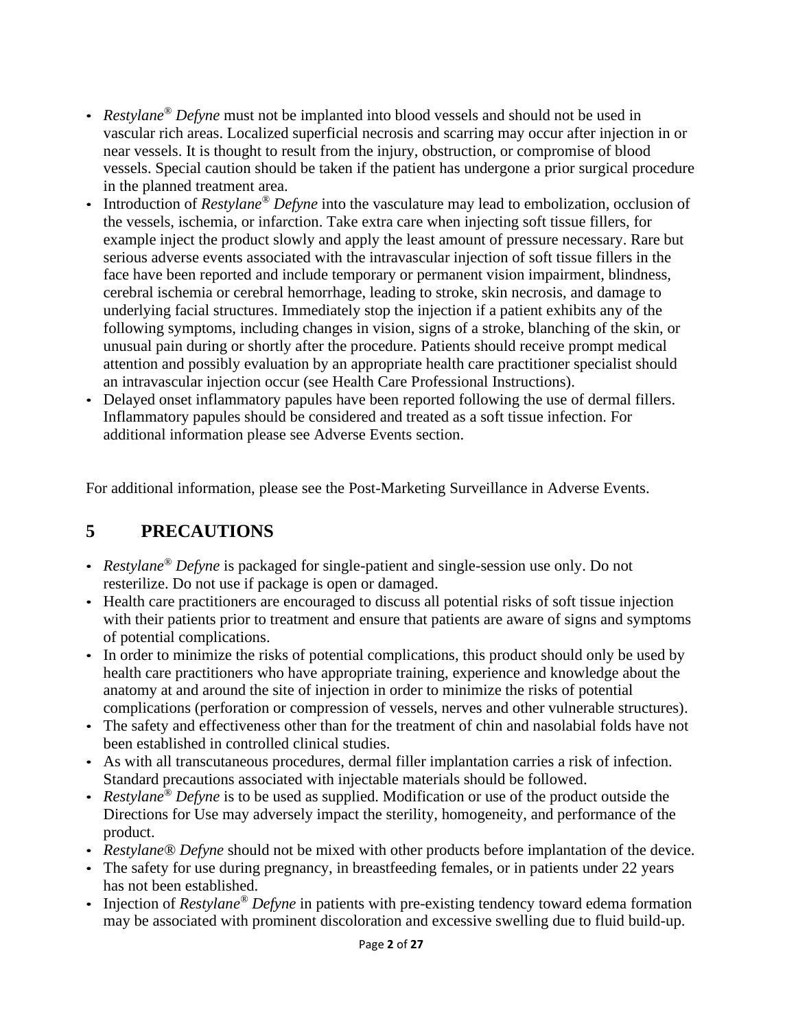- *Restylane® Defyne* must not be implanted into blood vessels and should not be used in vascular rich areas. Localized superficial necrosis and scarring may occur after injection in or near vessels. It is thought to result from the injury, obstruction, or compromise of blood vessels. Special caution should be taken if the patient has undergone a prior surgical procedure in the planned treatment area.
- Introduction of *Restylane® Defyne* into the vasculature may lead to embolization, occlusion of the vessels, ischemia, or infarction. Take extra care when injecting soft tissue fillers, for example inject the product slowly and apply the least amount of pressure necessary. Rare but serious adverse events associated with the intravascular injection of soft tissue fillers in the face have been reported and include temporary or permanent vision impairment, blindness, cerebral ischemia or cerebral hemorrhage, leading to stroke, skin necrosis, and damage to underlying facial structures. Immediately stop the injection if a patient exhibits any of the following symptoms, including changes in vision, signs of a stroke, blanching of the skin, or unusual pain during or shortly after the procedure. Patients should receive prompt medical attention and possibly evaluation by an appropriate health care practitioner specialist should an intravascular injection occur (see Health Care Professional Instructions).
- Delayed onset inflammatory papules have been reported following the use of dermal fillers. Inflammatory papules should be considered and treated as a soft tissue infection. For additional information please see Adverse Events section.

For additional information, please see the Post-Marketing Surveillance in Adverse Events.

## 5 PRECAUTIONS

- *Restylane® Defyne* is packaged for single-patient and single-session use only. Do not resterilize. Do not use if package is open or damaged.
- Health care practitioners are encouraged to discuss all potential risks of soft tissue injection with their patients prior to treatment and ensure that patients are aware of signs and symptoms of potential complications.
- In order to minimize the risks of potential complications, this product should only be used by health care practitioners who have appropriate training, experience and knowledge about the anatomy at and around the site of injection in order to minimize the risks of potential complications (perforation or compression of vessels, nerves and other vulnerable structures).
- The safety and effectiveness other than for the treatment of chin and nasolabial folds have not been established in controlled clinical studies.
- As with all transcutaneous procedures, dermal filler implantation carries a risk of infection. Standard precautions associated with injectable materials should be followed.
- *Restylane® Defyne* is to be used as supplied. Modification or use of the product outside the Directions for Use may adversely impact the sterility, homogeneity, and performance of the product.
- *Restylane® Defyne* should not be mixed with other products before implantation of the device.
- The safety for use during pregnancy, in breastfeeding females, or in patients under 22 years has not been established.
- Injection of *Restylane® Defyne* in patients with pre-existing tendency toward edema formation may be associated with prominent discoloration and excessive swelling due to fluid build-up.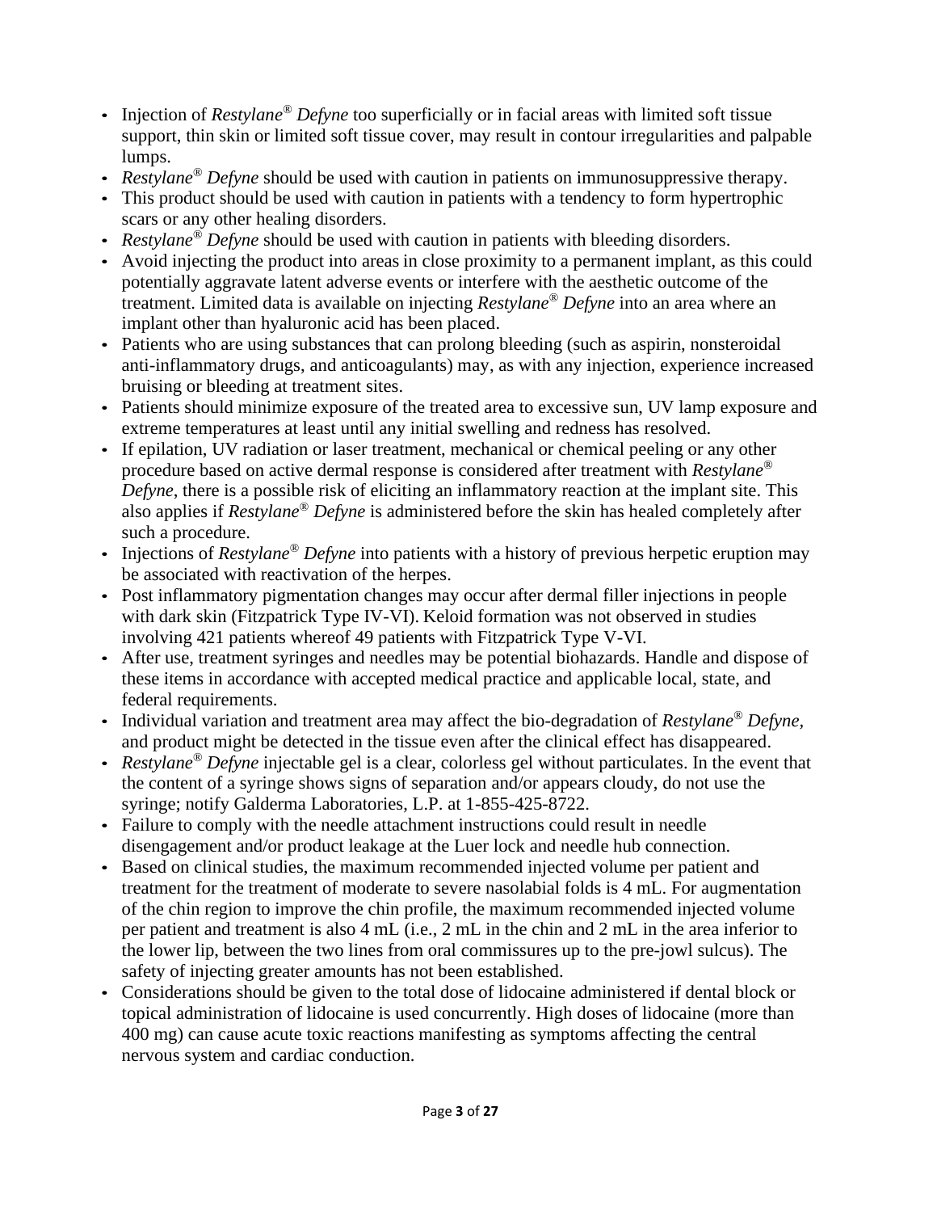- Injection of *Restylane® Defyne* too superficially or in facial areas with limited soft tissue support, thin skin or limited soft tissue cover, may result in contour irregularities and palpable lumps.
- *Restylane® Defyne* should be used with caution in patients on immunosuppressive therapy.
- This product should be used with caution in patients with a tendency to form hypertrophic scars or any other healing disorders.
- *Restylane® Defyne* should be used with caution in patients with bleeding disorders.
- Avoid injecting the product into areas in close proximity to a permanent implant, as this could potentially aggravate latent adverse events or interfere with the aesthetic outcome of the treatment. Limited data is available on injecting *Restylane® Defyne* into an area where an implant other than hyaluronic acid has been placed.
- Patients who are using substances that can prolong bleeding (such as aspirin, nonsteroidal anti-inflammatory drugs, and anticoagulants) may, as with any injection, experience increased bruising or bleeding at treatment sites.
- Patients should minimize exposure of the treated area to excessive sun, UV lamp exposure and extreme temperatures at least until any initial swelling and redness has resolved.
- If epilation, UV radiation or laser treatment, mechanical or chemical peeling or any other procedure based on active dermal response is considered after treatment with *Restylane® Defyne*, there is a possible risk of eliciting an inflammatory reaction at the implant site. This also applies if *Restylane® Defyne* is administered before the skin has healed completely after such a procedure.
- Injections of *Restylane® Defyne* into patients with a history of previous herpetic eruption may be associated with reactivation of the herpes.
- Post inflammatory pigmentation changes may occur after dermal filler injections in people with dark skin (Fitzpatrick Type IV-VI). Keloid formation was not observed in studies involving 421 patients whereof 49 patients with Fitzpatrick Type V-VI.
- After use, treatment syringes and needles may be potential biohazards. Handle and dispose of these items in accordance with accepted medical practice and applicable local, state, and federal requirements.
- Individual variation and treatment area may affect the bio-degradation of *Restylane® Defyne,* and product might be detected in the tissue even after the clinical effect has disappeared.
- *Restylane® Defyne* injectable gel is a clear, colorless gel without particulates. In the event that the content of a syringe shows signs of separation and/or appears cloudy, do not use the syringe; notify Galderma Laboratories, L.P. at 1-855-425-8722.
- Failure to comply with the needle attachment instructions could result in needle disengagement and/or product leakage at the Luer lock and needle hub connection.
- Based on clinical studies, the maximum recommended injected volume per patient and treatment for the treatment of moderate to severe nasolabial folds is 4 mL. For augmentation of the chin region to improve the chin profile, the maximum recommended injected volume per patient and treatment is also 4 mL (i.e., 2 mL in the chin and 2 mL in the area inferior to the lower lip, between the two lines from oral commissures up to the pre-jowl sulcus). The safety of injecting greater amounts has not been established.
- Considerations should be given to the total dose of lidocaine administered if dental block or topical administration of lidocaine is used concurrently. High doses of lidocaine (more than 400 mg) can cause acute toxic reactions manifesting as symptoms affecting the central nervous system and cardiac conduction.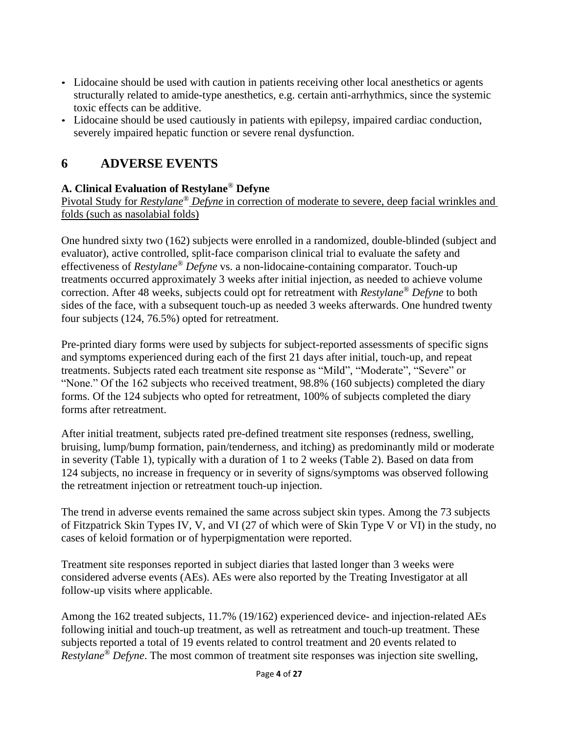- Lidocaine should be used with caution in patients receiving other local anesthetics or agents structurally related to amide-type anesthetics, e.g. certain anti-arrhythmics, since the systemic toxic effects can be additive.
- Lidocaine should be used cautiously in patients with epilepsy, impaired cardiac conduction, severely impaired hepatic function or severe renal dysfunction.

# 6 ADVERSE EVENTS

### A. Clinical Evaluation of Restylane® Defyne

Pivotal Study for *Restylane® Defyne* in correction of moderate to severe, deep facial wrinkles and folds (such as nasolabial folds)

One hundred sixty two (162) subjects were enrolled in a randomized, double-blinded (subject and evaluator), active controlled, split-face comparison clinical trial to evaluate the safety and effectiveness of *Restylane® Defyne* vs. a non-lidocaine-containing comparator. Touch-up treatments occurred approximately 3 weeks after initial injection, as needed to achieve volume correction. After 48 weeks, subjects could opt for retreatment with *Restylane® Defyne* to both sides of the face, with a subsequent touch-up as needed 3 weeks afterwards. One hundred twenty four subjects (124, 76.5%) opted for retreatment.

Pre-printed diary forms were used by subjects for subject-reported assessments of specific signs and symptoms experienced during each of the first 21 days after initial, touch-up, and repeat treatments. Subjects rated each treatment site response as "Mild", "Moderate", "Severe" or "None." Of the 162 subjects who received treatment, 98.8% (160 subjects) completed the diary forms. Of the 124 subjects who opted for retreatment, 100% of subjects completed the diary forms after retreatment.

After initial treatment, subjects rated pre-defined treatment site responses (redness, swelling, bruising, lump/bump formation, pain/tenderness, and itching) as predominantly mild or moderate in severity (Table 1), typically with a duration of 1 to 2 weeks (Table 2). Based on data from 124 subjects, no increase in frequency or in severity of signs/symptoms was observed following the retreatment injection or retreatment touch-up injection.

The trend in adverse events remained the same across subject skin types. Among the 73 subjects of Fitzpatrick Skin Types IV, V, and VI (27 of which were of Skin Type V or VI) in the study, no cases of keloid formation or of hyperpigmentation were reported.

Treatment site responses reported in subject diaries that lasted longer than 3 weeks were considered adverse events (AEs). AEs were also reported by the Treating Investigator at all follow-up visits where applicable.

Among the 162 treated subjects, 11.7% (19/162) experienced device- and injection-related AEs following initial and touch-up treatment, as well as retreatment and touch-up treatment. These subjects reported a total of 19 events related to control treatment and 20 events related to *Restylane® Defyne*. The most common of treatment site responses was injection site swelling,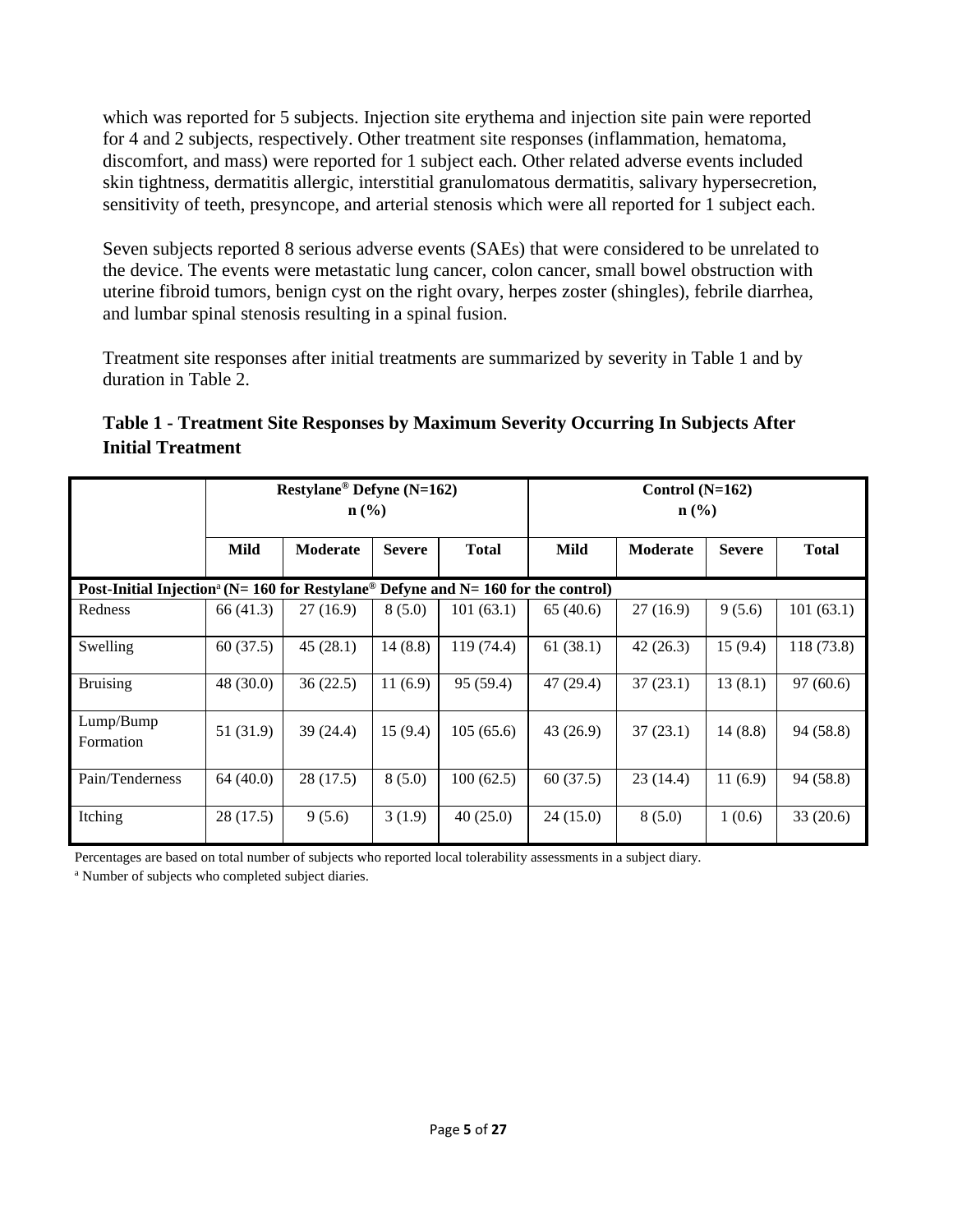which was reported for 5 subjects. Injection site erythema and injection site pain were reported for 4 and 2 subjects, respectively. Other treatment site responses (inflammation, hematoma, discomfort, and mass) were reported for 1 subject each. Other related adverse events included skin tightness, dermatitis allergic, interstitial granulomatous dermatitis, salivary hypersecretion, sensitivity of teeth, presyncope, and arterial stenosis which were all reported for 1 subject each.

Seven subjects reported 8 serious adverse events (SAEs) that were considered to be unrelated to the device. The events were metastatic lung cancer, colon cancer, small bowel obstruction with uterine fibroid tumors, benign cyst on the right ovary, herpes zoster (shingles), febrile diarrhea, and lumbar spinal stenosis resulting in a spinal fusion.

Treatment site responses after initial treatments are summarized by severity in Table 1 and by duration in Table 2.

**Table 1 - Treatment Site Responses by Maximum Severity Occurring In Subjects After Initial Treatment**

| | Restylane® Defyne (N=162) n (%) | | | | Control (N=162) n (%) | | | |
|---|---|---|---|---|---|---|---|---|
| | **Mild** | **Moderate** | **Severe** | **Total** | **Mild** | **Moderate** | **Severe** | **Total** |
| **Post-Initial Injection[a] (N= 160 for Restylane® Defyne and N= 160 for the control)** | | | | | | | | |
| Redness | 66 (41.3) | 27 (16.9) | 8 (5.0) | 101 (63.1) | 65 (40.6) | 27 (16.9) | 9 (5.6) | 101 (63.1) |
| Swelling | 60 (37.5) | 45 (28.1) | 14 (8.8) | 119 (74.4) | 61 (38.1) | 42 (26.3) | 15 (9.4) | 118 (73.8) |
| Bruising | 48 (30.0) | 36 (22.5) | 11 (6.9) | 95 (59.4) | 47 (29.4) | 37 (23.1) | 13 (8.1) | 97 (60.6) |
| Lump/Bump Formation | 51 (31.9) | 39 (24.4) | 15 (9.4) | 105 (65.6) | 43 (26.9) | 37 (23.1) | 14 (8.8) | 94 (58.8) |
| Pain/Tenderness | 64 (40.0) | 28 (17.5) | 8 (5.0) | 100 (62.5) | 60 (37.5) | 23 (14.4) | 11 (6.9) | 94 (58.8) |
| Itching | 28 (17.5) | 9 (5.6) | 3 (1.9) | 40 (25.0) | 24 (15.0) | 8 (5.0) | 1 (0.6) | 33 (20.6) |

Percentages are based on total number of subjects who reported local tolerability assessments in a subject diary.

[a] Number of subjects who completed subject diaries.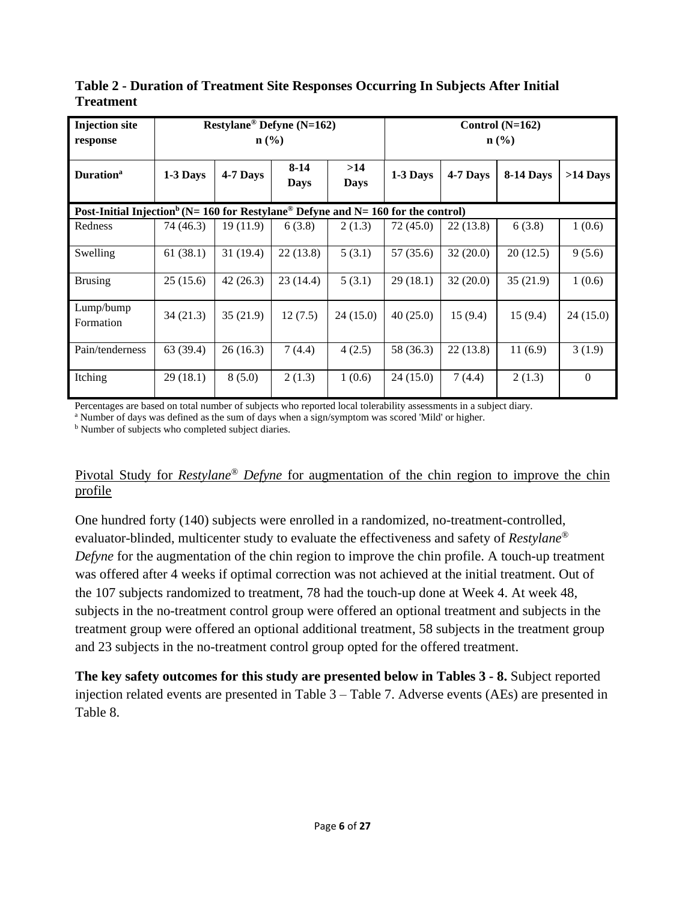**Table 2 - Duration of Treatment Site Responses Occurring In Subjects After Initial Treatment**

| Injection site response | Restylane® Defyne (N=162) n (%) | | | | Control (N=162) n (%) | | | |
|---|---|---|---|---|---|---|---|---|
| **Duration[a]** | **1-3 Days** | **4-7 Days** | **8-14 Days** | **>14 Days** | **1-3 Days** | **4-7 Days** | **8-14 Days** | **>14 Days** |
| **Post-Initial Injection[b] (N= 160 for Restylane® Defyne and N= 160 for the control)** | | | | | | | | |
| Redness | 74 (46.3) | 19 (11.9) | 6 (3.8) | 2 (1.3) | 72 (45.0) | 22 (13.8) | 6 (3.8) | 1 (0.6) |
| Swelling | 61 (38.1) | 31 (19.4) | 22 (13.8) | 5 (3.1) | 57 (35.6) | 32 (20.0) | 20 (12.5) | 9 (5.6) |
| Brusing | 25 (15.6) | 42 (26.3) | 23 (14.4) | 5 (3.1) | 29 (18.1) | 32 (20.0) | 35 (21.9) | 1 (0.6) |
| Lump/bump Formation | 34 (21.3) | 35 (21.9) | 12 (7.5) | 24 (15.0) | 40 (25.0) | 15 (9.4) | 15 (9.4) | 24 (15.0) |
| Pain/tenderness | 63 (39.4) | 26 (16.3) | 7 (4.4) | 4 (2.5) | 58 (36.3) | 22 (13.8) | 11 (6.9) | 3 (1.9) |
| Itching | 29 (18.1) | 8 (5.0) | 2 (1.3) | 1 (0.6) | 24 (15.0) | 7 (4.4) | 2 (1.3) | 0 |

Percentages are based on total number of subjects who reported local tolerability assessments in a subject diary.
[a] Number of days was defined as the sum of days when a sign/symptom was scored 'Mild' or higher.
[b] Number of subjects who completed subject diaries.

## Pivotal Study for *Restylane® Defyne* for augmentation of the chin region to improve the chin profile

One hundred forty (140) subjects were enrolled in a randomized, no-treatment-controlled, evaluator-blinded, multicenter study to evaluate the effectiveness and safety of *Restylane® Defyne* for the augmentation of the chin region to improve the chin profile. A touch-up treatment was offered after 4 weeks if optimal correction was not achieved at the initial treatment. Out of the 107 subjects randomized to treatment, 78 had the touch-up done at Week 4. At week 48, subjects in the no-treatment control group were offered an optional treatment and subjects in the treatment group were offered an optional additional treatment, 58 subjects in the treatment group and 23 subjects in the no-treatment control group opted for the offered treatment.

**The key safety outcomes for this study are presented below in Tables 3 - 8.** Subject reported injection related events are presented in Table 3 – Table 7. Adverse events (AEs) are presented in Table 8.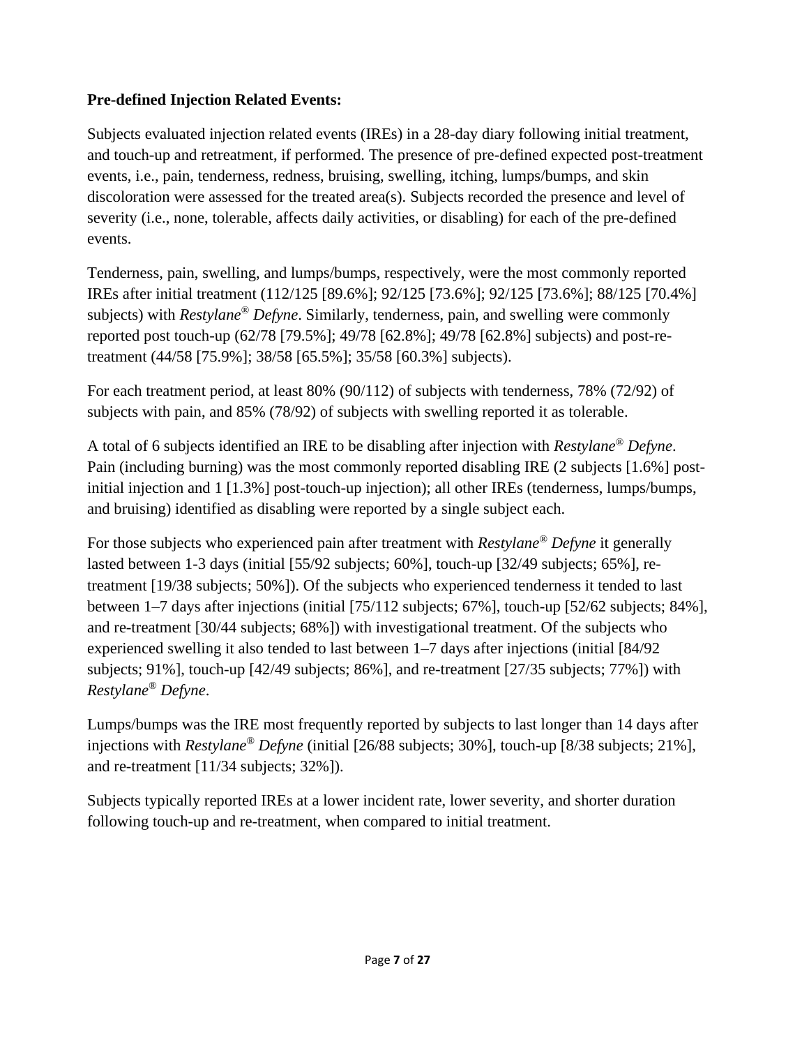**Pre-defined Injection Related Events:**

Subjects evaluated injection related events (IREs) in a 28-day diary following initial treatment, and touch-up and retreatment, if performed. The presence of pre-defined expected post-treatment events, i.e., pain, tenderness, redness, bruising, swelling, itching, lumps/bumps, and skin discoloration were assessed for the treated area(s). Subjects recorded the presence and level of severity (i.e., none, tolerable, affects daily activities, or disabling) for each of the pre-defined events.

Tenderness, pain, swelling, and lumps/bumps, respectively, were the most commonly reported IREs after initial treatment (112/125 [89.6%]; 92/125 [73.6%]; 92/125 [73.6%]; 88/125 [70.4%] subjects) with *Restylane® Defyne*. Similarly, tenderness, pain, and swelling were commonly reported post touch-up (62/78 [79.5%]; 49/78 [62.8%]; 49/78 [62.8%] subjects) and post-re-treatment (44/58 [75.9%]; 38/58 [65.5%]; 35/58 [60.3%] subjects).

For each treatment period, at least 80% (90/112) of subjects with tenderness, 78% (72/92) of subjects with pain, and 85% (78/92) of subjects with swelling reported it as tolerable.

A total of 6 subjects identified an IRE to be disabling after injection with *Restylane® Defyne*. Pain (including burning) was the most commonly reported disabling IRE (2 subjects [1.6%] post-initial injection and 1 [1.3%] post-touch-up injection); all other IREs (tenderness, lumps/bumps, and bruising) identified as disabling were reported by a single subject each.

For those subjects who experienced pain after treatment with *Restylane® Defyne* it generally lasted between 1-3 days (initial [55/92 subjects; 60%], touch-up [32/49 subjects; 65%], re-treatment [19/38 subjects; 50%]). Of the subjects who experienced tenderness it tended to last between 1–7 days after injections (initial [75/112 subjects; 67%], touch-up [52/62 subjects; 84%], and re-treatment [30/44 subjects; 68%]) with investigational treatment. Of the subjects who experienced swelling it also tended to last between 1–7 days after injections (initial [84/92 subjects; 91%], touch-up [42/49 subjects; 86%], and re-treatment [27/35 subjects; 77%]) with *Restylane® Defyne*.

Lumps/bumps was the IRE most frequently reported by subjects to last longer than 14 days after injections with *Restylane® Defyne* (initial [26/88 subjects; 30%], touch-up [8/38 subjects; 21%], and re-treatment [11/34 subjects; 32%]).

Subjects typically reported IREs at a lower incident rate, lower severity, and shorter duration following touch-up and re-treatment, when compared to initial treatment.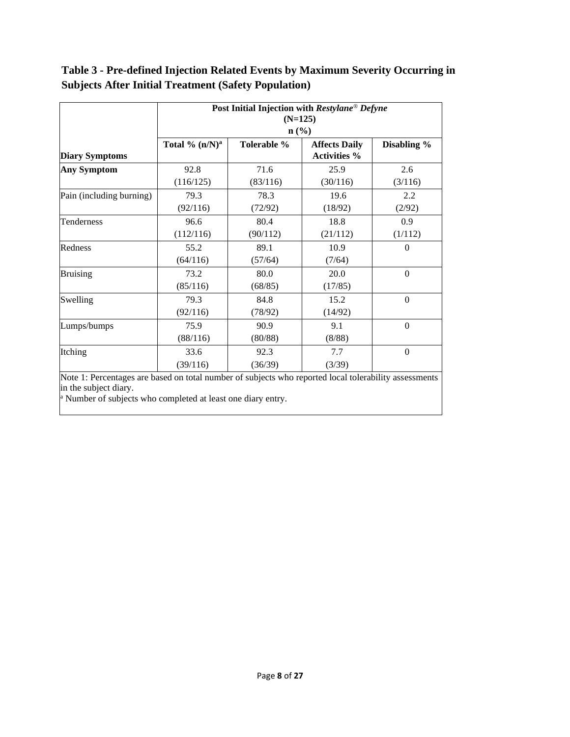**Table 3 - Pre-defined Injection Related Events by Maximum Severity Occurring in Subjects After Initial Treatment (Safety Population)**

| | Post Initial Injection with *Restylane® Defyne* (N=125) n (%) | | | |
|---|---|---|---|---|
| **Diary Symptoms** | **Total % (n/N)[a]** | **Tolerable %** | **Affects Daily Activities %** | **Disabling %** |
| **Any Symptom** | 92.8 (116/125) | 71.6 (83/116) | 25.9 (30/116) | 2.6 (3/116) |
| Pain (including burning) | 79.3 (92/116) | 78.3 (72/92) | 19.6 (18/92) | 2.2 (2/92) |
| Tenderness | 96.6 (112/116) | 80.4 (90/112) | 18.8 (21/112) | 0.9 (1/112) |
| Redness | 55.2 (64/116) | 89.1 (57/64) | 10.9 (7/64) | 0 |
| Bruising | 73.2 (85/116) | 80.0 (68/85) | 20.0 (17/85) | 0 |
| Swelling | 79.3 (92/116) | 84.8 (78/92) | 15.2 (14/92) | 0 |
| Lumps/bumps | 75.9 (88/116) | 90.9 (80/88) | 9.1 (8/88) | 0 |
| Itching | 33.6 (39/116) | 92.3 (36/39) | 7.7 (3/39) | 0 |

Note 1: Percentages are based on total number of subjects who reported local tolerability assessments in the subject diary.

[a] Number of subjects who completed at least one diary entry.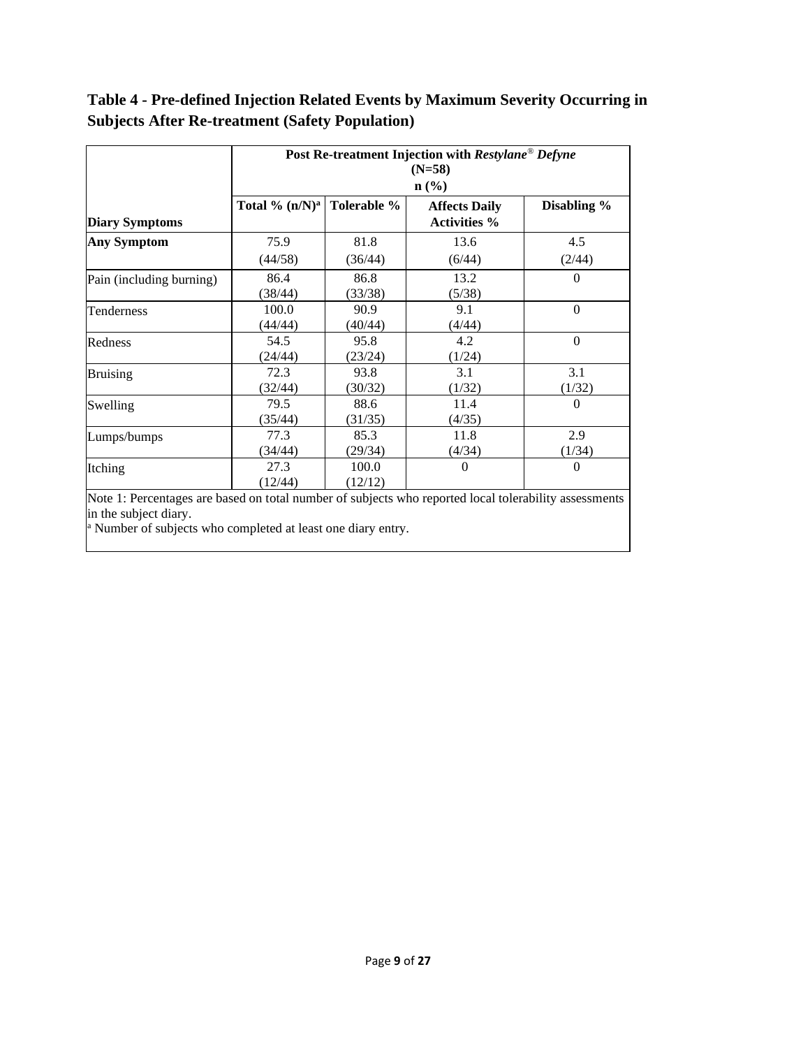**Table 4 - Pre-defined Injection Related Events by Maximum Severity Occurring in Subjects After Re-treatment (Safety Population)**

| | Post Re-treatment Injection with *Restylane*® *Defyne* (N=58) n (%) | | | |
|---|---|---|---|---|
| **Diary Symptoms** | **Total % (n/N)[a]** | **Tolerable %** | **Affects Daily Activities %** | **Disabling %** |
| **Any Symptom** | 75.9 (44/58) | 81.8 (36/44) | 13.6 (6/44) | 4.5 (2/44) |
| Pain (including burning) | 86.4 (38/44) | 86.8 (33/38) | 13.2 (5/38) | 0 |
| Tenderness | 100.0 (44/44) | 90.9 (40/44) | 9.1 (4/44) | 0 |
| Redness | 54.5 (24/44) | 95.8 (23/24) | 4.2 (1/24) | 0 |
| Bruising | 72.3 (32/44) | 93.8 (30/32) | 3.1 (1/32) | 3.1 (1/32) |
| Swelling | 79.5 (35/44) | 88.6 (31/35) | 11.4 (4/35) | 0 |
| Lumps/bumps | 77.3 (34/44) | 85.3 (29/34) | 11.8 (4/34) | 2.9 (1/34) |
| Itching | 27.3 (12/44) | 100.0 (12/12) | 0 | 0 |

Note 1: Percentages are based on total number of subjects who reported local tolerability assessments in the subject diary.

[a] Number of subjects who completed at least one diary entry.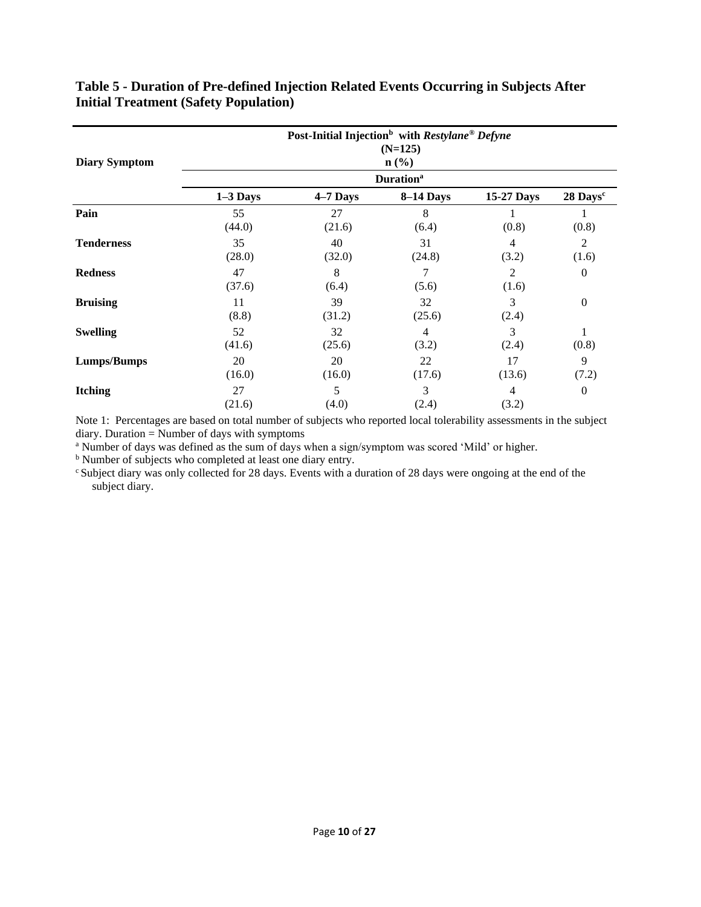**Table 5 - Duration of Pre-defined Injection Related Events Occurring in Subjects After Initial Treatment (Safety Population)**

| Diary Symptom | Post-Initial Injection[b] with *Restylane® Defyne* (N=125) n (%) | | | | |
|---|---|---|---|---|---|
| | Duration[a] | | | | |
| | 1–3 Days | 4–7 Days | 8–14 Days | 15-27 Days | 28 Days[c] |
| **Pain** | 55 (44.0) | 27 (21.6) | 8 (6.4) | 1 (0.8) | 1 (0.8) |
| **Tenderness** | 35 (28.0) | 40 (32.0) | 31 (24.8) | 4 (3.2) | 2 (1.6) |
| **Redness** | 47 (37.6) | 8 (6.4) | 7 (5.6) | 2 (1.6) | 0 |
| **Bruising** | 11 (8.8) | 39 (31.2) | 32 (25.6) | 3 (2.4) | 0 |
| **Swelling** | 52 (41.6) | 32 (25.6) | 4 (3.2) | 3 (2.4) | 1 (0.8) |
| **Lumps/Bumps** | 20 (16.0) | 20 (16.0) | 22 (17.6) | 17 (13.6) | 9 (7.2) |
| **Itching** | 27 (21.6) | 5 (4.0) | 3 (2.4) | 4 (3.2) | 0 |

Note 1: Percentages are based on total number of subjects who reported local tolerability assessments in the subject diary. Duration = Number of days with symptoms

[a] Number of days was defined as the sum of days when a sign/symptom was scored 'Mild' or higher.

[b] Number of subjects who completed at least one diary entry.

[c] Subject diary was only collected for 28 days. Events with a duration of 28 days were ongoing at the end of the subject diary.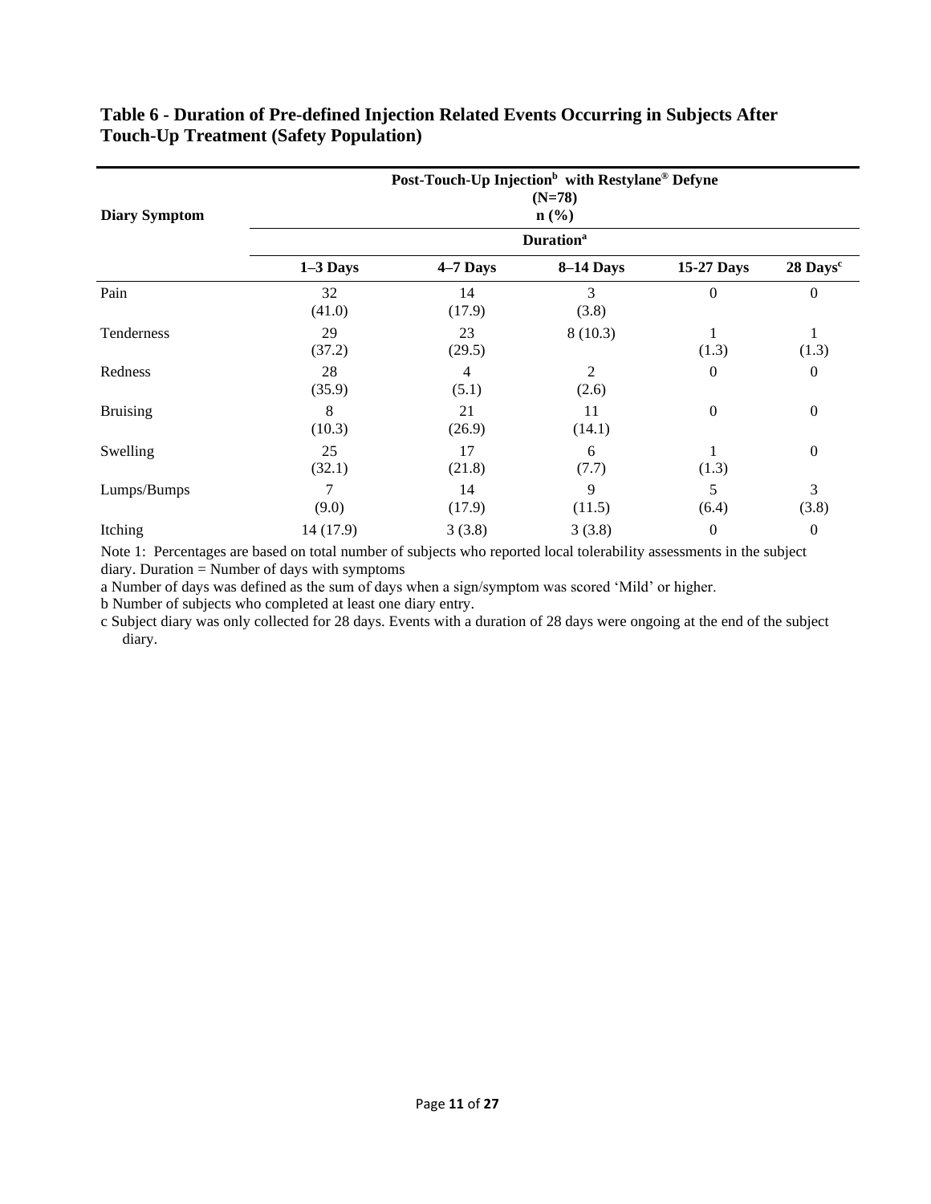**Table 6 - Duration of Pre-defined Injection Related Events Occurring in Subjects After Touch-Up Treatment (Safety Population)**

| Diary Symptom | Post-Touch-Up Injection[b] with Restylane® Defyne (N=78) n (%) | | | | |
|---|---|---|---|---|---|
| | Duration[a] | | | | |
| | 1–3 Days | 4–7 Days | 8–14 Days | 15-27 Days | 28 Days[c] |
| Pain | 32 (41.0) | 14 (17.9) | 3 (3.8) | 0 | 0 |
| Tenderness | 29 (37.2) | 23 (29.5) | 8 (10.3) | 1 (1.3) | 1 (1.3) |
| Redness | 28 (35.9) | 4 (5.1) | 2 (2.6) | 0 | 0 |
| Bruising | 8 (10.3) | 21 (26.9) | 11 (14.1) | 0 | 0 |
| Swelling | 25 (32.1) | 17 (21.8) | 6 (7.7) | 1 (1.3) | 0 |
| Lumps/Bumps | 7 (9.0) | 14 (17.9) | 9 (11.5) | 5 (6.4) | 3 (3.8) |
| Itching | 14 (17.9) | 3 (3.8) | 3 (3.8) | 0 | 0 |

Note 1: Percentages are based on total number of subjects who reported local tolerability assessments in the subject diary. Duration = Number of days with symptoms

a Number of days was defined as the sum of days when a sign/symptom was scored 'Mild' or higher.

b Number of subjects who completed at least one diary entry.

c Subject diary was only collected for 28 days. Events with a duration of 28 days were ongoing at the end of the subject diary.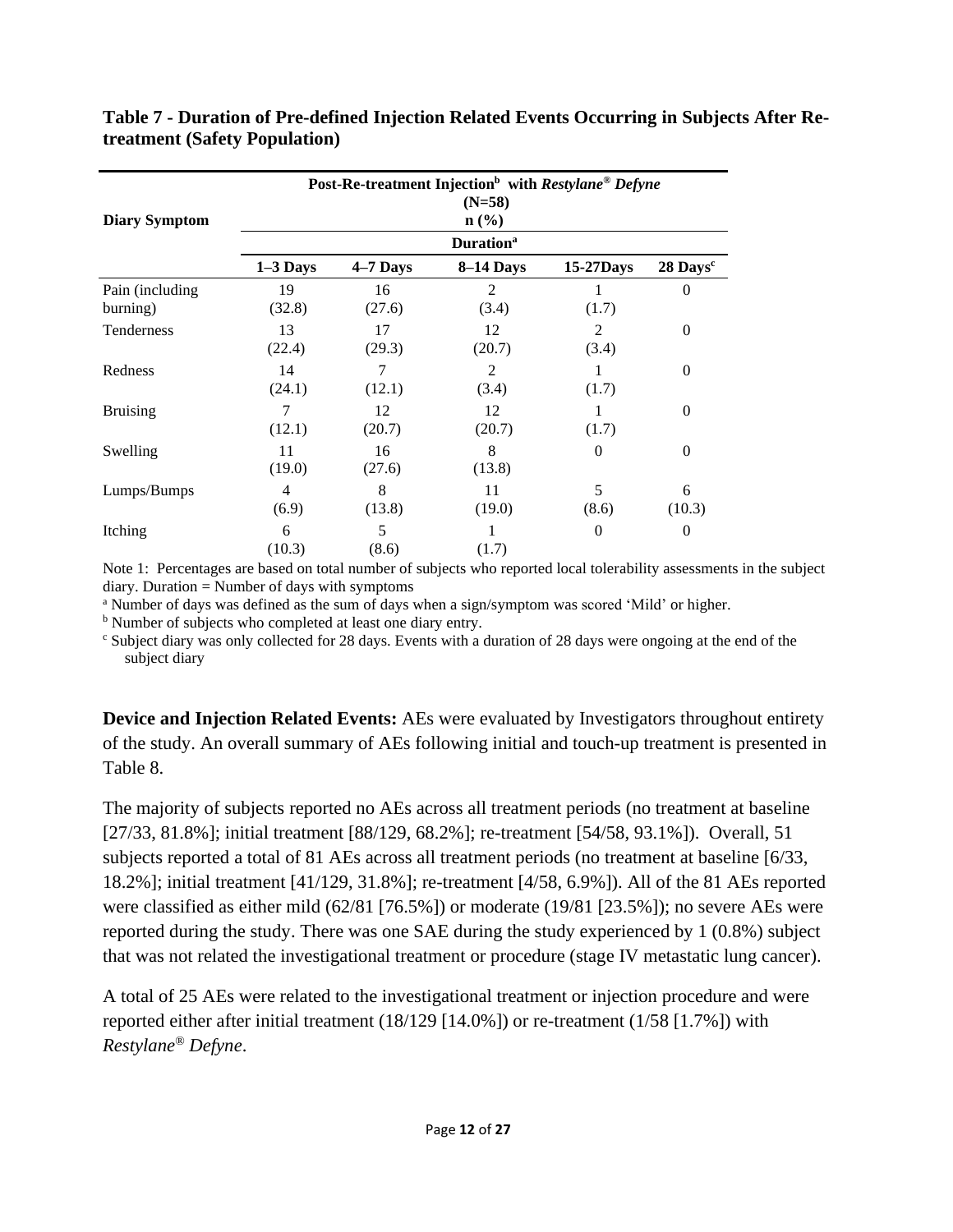**Table 7 - Duration of Pre-defined Injection Related Events Occurring in Subjects After Re-treatment (Safety Population)**

| Diary Symptom | Post-Re-treatment Injection[b] with *Restylane® Defyne* (N=58) n (%) | | | | |
|---|---|---|---|---|---|
| | Duration[a] | | | | |
| | 1–3 Days | 4–7 Days | 8–14 Days | 15-27Days | 28 Days[c] |
| Pain (including burning) | 19 (32.8) | 16 (27.6) | 2 (3.4) | 1 (1.7) | 0 |
| Tenderness | 13 (22.4) | 17 (29.3) | 12 (20.7) | 2 (3.4) | 0 |
| Redness | 14 (24.1) | 7 (12.1) | 2 (3.4) | 1 (1.7) | 0 |
| Bruising | 7 (12.1) | 12 (20.7) | 12 (20.7) | 1 (1.7) | 0 |
| Swelling | 11 (19.0) | 16 (27.6) | 8 (13.8) | 0 | 0 |
| Lumps/Bumps | 4 (6.9) | 8 (13.8) | 11 (19.0) | 5 (8.6) | 6 (10.3) |
| Itching | 6 (10.3) | 5 (8.6) | 1 (1.7) | 0 | 0 |

Note 1: Percentages are based on total number of subjects who reported local tolerability assessments in the subject diary. Duration = Number of days with symptoms

[a] Number of days was defined as the sum of days when a sign/symptom was scored 'Mild' or higher.

[b] Number of subjects who completed at least one diary entry.

[c] Subject diary was only collected for 28 days. Events with a duration of 28 days were ongoing at the end of the subject diary

**Device and Injection Related Events:** AEs were evaluated by Investigators throughout entirety of the study. An overall summary of AEs following initial and touch-up treatment is presented in Table 8.

The majority of subjects reported no AEs across all treatment periods (no treatment at baseline [27/33, 81.8%]; initial treatment [88/129, 68.2%]; re-treatment [54/58, 93.1%]). Overall, 51 subjects reported a total of 81 AEs across all treatment periods (no treatment at baseline [6/33, 18.2%]; initial treatment [41/129, 31.8%]; re-treatment [4/58, 6.9%]). All of the 81 AEs reported were classified as either mild (62/81 [76.5%]) or moderate (19/81 [23.5%]); no severe AEs were reported during the study. There was one SAE during the study experienced by 1 (0.8%) subject that was not related the investigational treatment or procedure (stage IV metastatic lung cancer).

A total of 25 AEs were related to the investigational treatment or injection procedure and were reported either after initial treatment (18/129 [14.0%]) or re-treatment (1/58 [1.7%]) with *Restylane® Defyne*.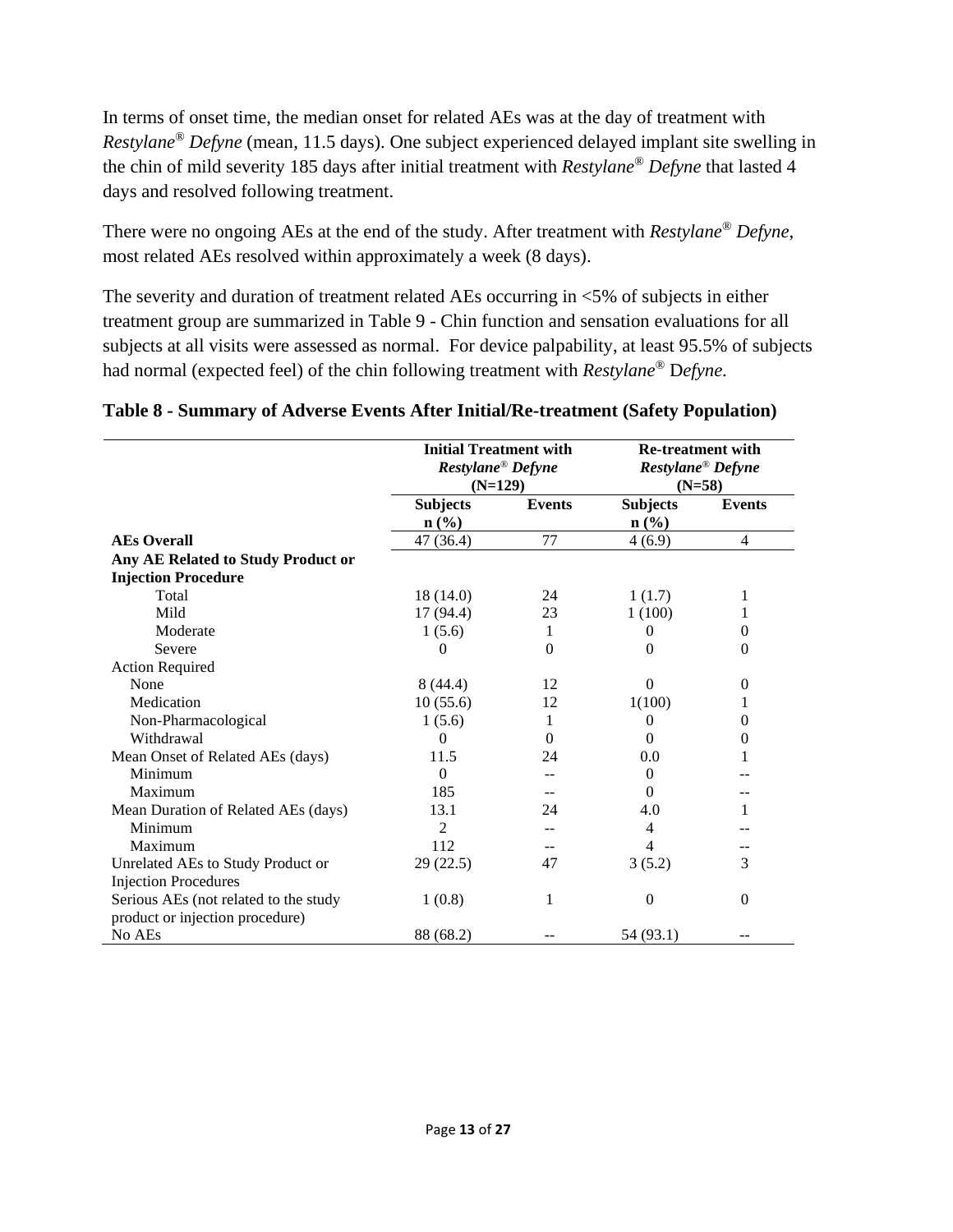In terms of onset time, the median onset for related AEs was at the day of treatment with *Restylane® Defyne* (mean, 11.5 days). One subject experienced delayed implant site swelling in the chin of mild severity 185 days after initial treatment with *Restylane® Defyne* that lasted 4 days and resolved following treatment.

There were no ongoing AEs at the end of the study. After treatment with *Restylane® Defyne*, most related AEs resolved within approximately a week (8 days).

The severity and duration of treatment related AEs occurring in <5% of subjects in either treatment group are summarized in Table 9 - Chin function and sensation evaluations for all subjects at all visits were assessed as normal. For device palpability, at least 95.5% of subjects had normal (expected feel) of the chin following treatment with *Restylane®* D*efyne.*

**Table 8 - Summary of Adverse Events After Initial/Re-treatment (Safety Population)**

| | **Initial Treatment with *Restylane® Defyne* (N=129)** | | **Re-treatment with *Restylane® Defyne* (N=58)** | |
|---|---|---|---|---|
| | **Subjects n (%)** | **Events** | **Subjects n (%)** | **Events** |
| **AEs Overall** | 47 (36.4) | 77 | 4 (6.9) | 4 |
| **Any AE Related to Study Product or Injection Procedure** | | | | |
| Total | 18 (14.0) | 24 | 1 (1.7) | 1 |
| Mild | 17 (94.4) | 23 | 1 (100) | 1 |
| Moderate | 1 (5.6) | 1 | 0 | 0 |
| Severe | 0 | 0 | 0 | 0 |
| Action Required | | | | |
| None | 8 (44.4) | 12 | 0 | 0 |
| Medication | 10 (55.6) | 12 | 1(100) | 1 |
| Non-Pharmacological | 1 (5.6) | 1 | 0 | 0 |
| Withdrawal | 0 | 0 | 0 | 0 |
| Mean Onset of Related AEs (days) | 11.5 | 24 | 0.0 | 1 |
| Minimum | 0 | -- | 0 | -- |
| Maximum | 185 | -- | 0 | -- |
| Mean Duration of Related AEs (days) | 13.1 | 24 | 4.0 | 1 |
| Minimum | 2 | -- | 4 | -- |
| Maximum | 112 | -- | 4 | -- |
| Unrelated AEs to Study Product or Injection Procedures | 29 (22.5) | 47 | 3 (5.2) | 3 |
| Serious AEs (not related to the study product or injection procedure) | 1 (0.8) | 1 | 0 | 0 |
| No AEs | 88 (68.2) | -- | 54 (93.1) | -- |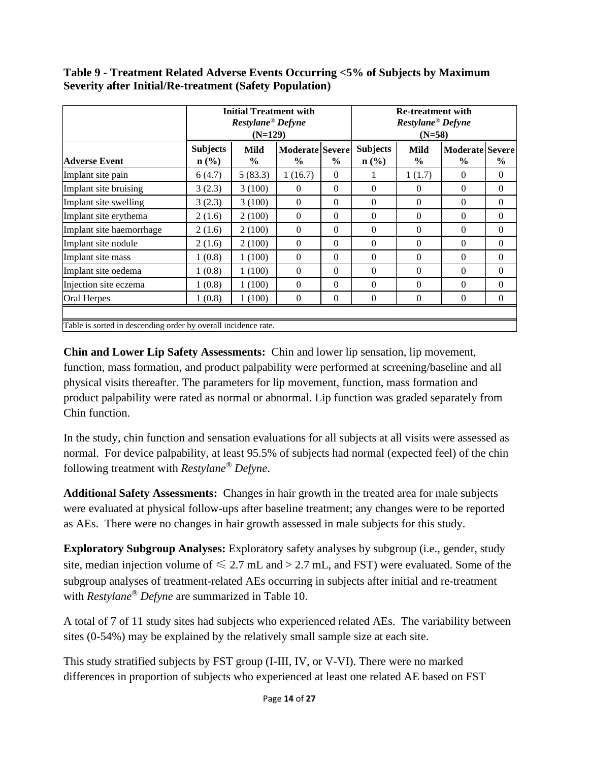**Table 9 - Treatment Related Adverse Events Occurring <5% of Subjects by Maximum Severity after Initial/Re-treatment (Safety Population)**

| | Initial Treatment with *Restylane® Defyne* (N=129) | | | | Re-treatment with *Restylane® Defyne* (N=58) | | | |
|---|---|---|---|---|---|---|---|---|
| **Adverse Event** | **Subjects n (%)** | **Mild %** | **Moderate %** | **Severe %** | **Subjects n (%)** | **Mild %** | **Moderate %** | **Severe %** |
| Implant site pain | 6 (4.7) | 5 (83.3) | 1 (16.7) | 0 | 1 | 1 (1.7) | 0 | 0 |
| Implant site bruising | 3 (2.3) | 3 (100) | 0 | 0 | 0 | 0 | 0 | 0 |
| Implant site swelling | 3 (2.3) | 3 (100) | 0 | 0 | 0 | 0 | 0 | 0 |
| Implant site erythema | 2 (1.6) | 2 (100) | 0 | 0 | 0 | 0 | 0 | 0 |
| Implant site haemorrhage | 2 (1.6) | 2 (100) | 0 | 0 | 0 | 0 | 0 | 0 |
| Implant site nodule | 2 (1.6) | 2 (100) | 0 | 0 | 0 | 0 | 0 | 0 |
| Implant site mass | 1 (0.8) | 1 (100) | 0 | 0 | 0 | 0 | 0 | 0 |
| Implant site oedema | 1 (0.8) | 1 (100) | 0 | 0 | 0 | 0 | 0 | 0 |
| Injection site eczema | 1 (0.8) | 1 (100) | 0 | 0 | 0 | 0 | 0 | 0 |
| Oral Herpes | 1 (0.8) | 1 (100) | 0 | 0 | 0 | 0 | 0 | 0 |

Table is sorted in descending order by overall incidence rate.

**Chin and Lower Lip Safety Assessments:** Chin and lower lip sensation, lip movement, function, mass formation, and product palpability were performed at screening/baseline and all physical visits thereafter. The parameters for lip movement, function, mass formation and product palpability were rated as normal or abnormal. Lip function was graded separately from Chin function.

In the study, chin function and sensation evaluations for all subjects at all visits were assessed as normal. For device palpability, at least 95.5% of subjects had normal (expected feel) of the chin following treatment with *Restylane® Defyne*.

**Additional Safety Assessments:** Changes in hair growth in the treated area for male subjects were evaluated at physical follow-ups after baseline treatment; any changes were to be reported as AEs. There were no changes in hair growth assessed in male subjects for this study.

**Exploratory Subgroup Analyses:** Exploratory safety analyses by subgroup (i.e., gender, study site, median injection volume of ≤ 2.7 mL and > 2.7 mL, and FST) were evaluated. Some of the subgroup analyses of treatment-related AEs occurring in subjects after initial and re-treatment with *Restylane® Defyne* are summarized in Table 10.

A total of 7 of 11 study sites had subjects who experienced related AEs. The variability between sites (0-54%) may be explained by the relatively small sample size at each site.

This study stratified subjects by FST group (I-III, IV, or V-VI). There were no marked differences in proportion of subjects who experienced at least one related AE based on FST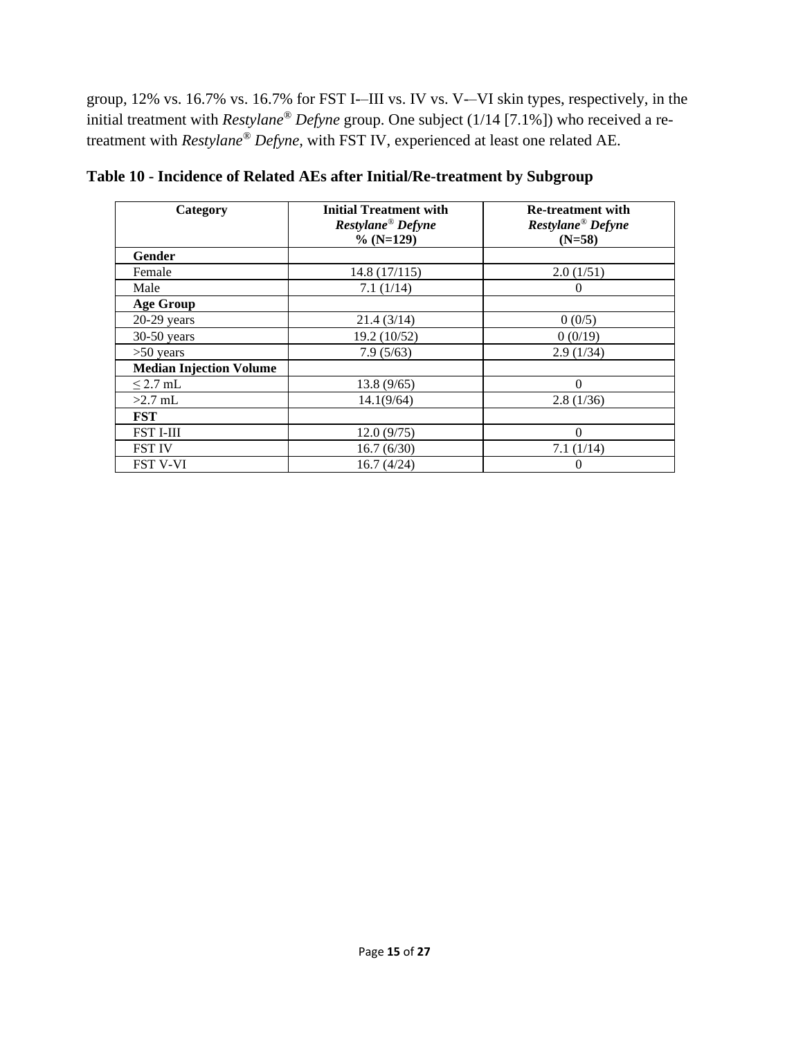group, 12% vs. 16.7% vs. 16.7% for FST I-–III vs. IV vs. V-–VI skin types, respectively, in the initial treatment with *Restylane® Defyne* group. One subject (1/14 [7.1%]) who received a re-treatment with *Restylane® Defyne*, with FST IV, experienced at least one related AE.

**Table 10 - Incidence of Related AEs after Initial/Re-treatment by Subgroup**

| Category | Initial Treatment with *Restylane® Defyne* % (N=129) | Re-treatment with *Restylane® Defyne* (N=58) |
|---|---|---|
| **Gender** | | |
| Female | 14.8 (17/115) | 2.0 (1/51) |
| Male | 7.1 (1/14) | 0 |
| **Age Group** | | |
| 20-29 years | 21.4 (3/14) | 0 (0/5) |
| 30-50 years | 19.2 (10/52) | 0 (0/19) |
| >50 years | 7.9 (5/63) | 2.9 (1/34) |
| **Median Injection Volume** | | |
| ≤ 2.7 mL | 13.8 (9/65) | 0 |
| >2.7 mL | 14.1(9/64) | 2.8 (1/36) |
| **FST** | | |
| FST I-III | 12.0 (9/75) | 0 |
| FST IV | 16.7 (6/30) | 7.1 (1/14) |
| FST V-VI | 16.7 (4/24) | 0 |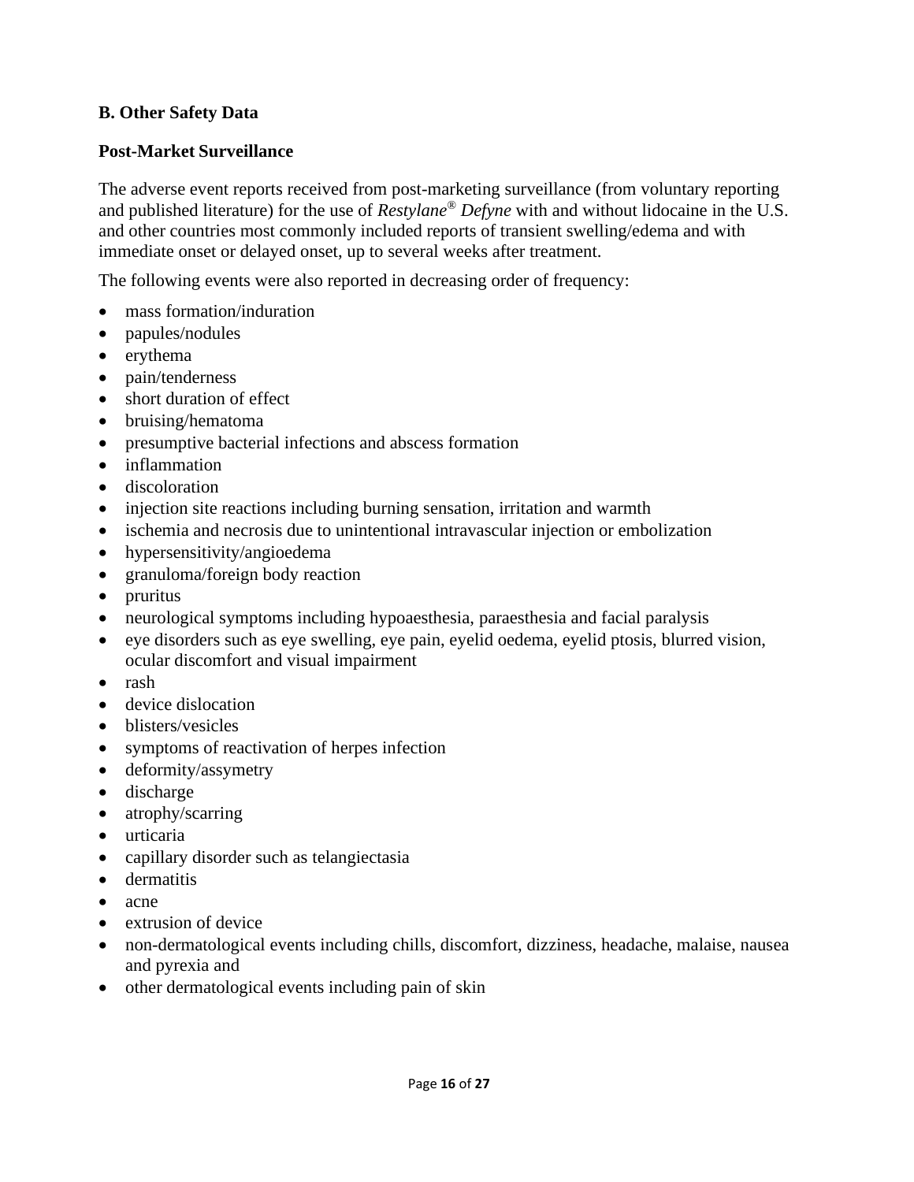**B. Other Safety Data**

**Post-Market Surveillance**

The adverse event reports received from post-marketing surveillance (from voluntary reporting and published literature) for the use of *Restylane® Defyne* with and without lidocaine in the U.S. and other countries most commonly included reports of transient swelling/edema and with immediate onset or delayed onset, up to several weeks after treatment.

The following events were also reported in decreasing order of frequency:

- mass formation/induration
- papules/nodules
- erythema
- pain/tenderness
- short duration of effect
- bruising/hematoma
- presumptive bacterial infections and abscess formation
- inflammation
- discoloration
- injection site reactions including burning sensation, irritation and warmth
- ischemia and necrosis due to unintentional intravascular injection or embolization
- hypersensitivity/angioedema
- granuloma/foreign body reaction
- pruritus
- neurological symptoms including hypoaesthesia, paraesthesia and facial paralysis
- eye disorders such as eye swelling, eye pain, eyelid oedema, eyelid ptosis, blurred vision, ocular discomfort and visual impairment
- rash
- device dislocation
- blisters/vesicles
- symptoms of reactivation of herpes infection
- deformity/assymetry
- discharge
- atrophy/scarring
- urticaria
- capillary disorder such as telangiectasia
- dermatitis
- acne
- extrusion of device
- non-dermatological events including chills, discomfort, dizziness, headache, malaise, nausea and pyrexia and
- other dermatological events including pain of skin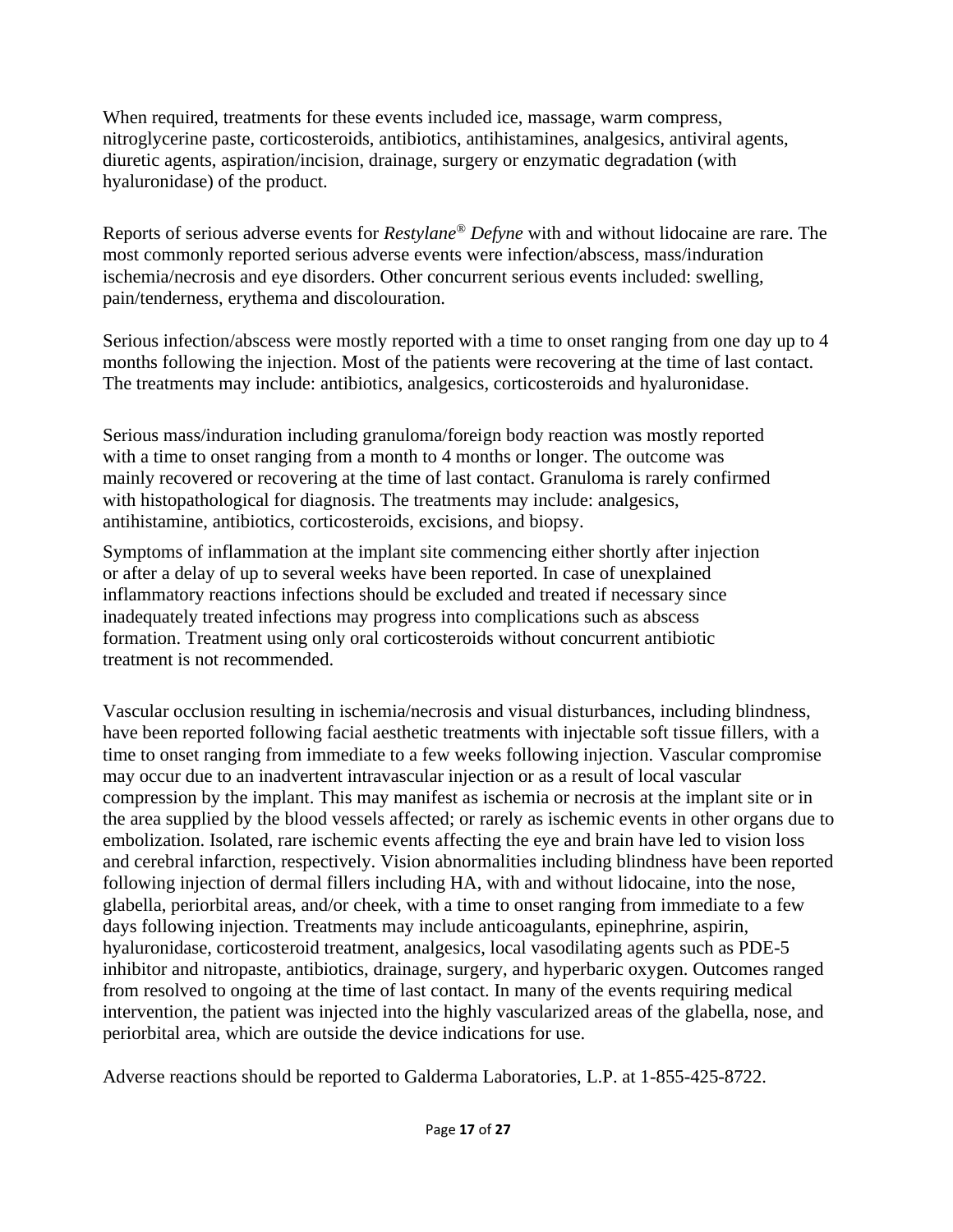When required, treatments for these events included ice, massage, warm compress, nitroglycerine paste, corticosteroids, antibiotics, antihistamines, analgesics, antiviral agents, diuretic agents, aspiration/incision, drainage, surgery or enzymatic degradation (with hyaluronidase) of the product.

Reports of serious adverse events for *Restylane® Defyne* with and without lidocaine are rare. The most commonly reported serious adverse events were infection/abscess, mass/induration ischemia/necrosis and eye disorders. Other concurrent serious events included: swelling, pain/tenderness, erythema and discolouration.

Serious infection/abscess were mostly reported with a time to onset ranging from one day up to 4 months following the injection. Most of the patients were recovering at the time of last contact. The treatments may include: antibiotics, analgesics, corticosteroids and hyaluronidase.

Serious mass/induration including granuloma/foreign body reaction was mostly reported with a time to onset ranging from a month to 4 months or longer. The outcome was mainly recovered or recovering at the time of last contact. Granuloma is rarely confirmed with histopathological for diagnosis. The treatments may include: analgesics, antihistamine, antibiotics, corticosteroids, excisions, and biopsy.

Symptoms of inflammation at the implant site commencing either shortly after injection or after a delay of up to several weeks have been reported. In case of unexplained inflammatory reactions infections should be excluded and treated if necessary since inadequately treated infections may progress into complications such as abscess formation. Treatment using only oral corticosteroids without concurrent antibiotic treatment is not recommended.

Vascular occlusion resulting in ischemia/necrosis and visual disturbances, including blindness, have been reported following facial aesthetic treatments with injectable soft tissue fillers, with a time to onset ranging from immediate to a few weeks following injection. Vascular compromise may occur due to an inadvertent intravascular injection or as a result of local vascular compression by the implant. This may manifest as ischemia or necrosis at the implant site or in the area supplied by the blood vessels affected; or rarely as ischemic events in other organs due to embolization. Isolated, rare ischemic events affecting the eye and brain have led to vision loss and cerebral infarction, respectively. Vision abnormalities including blindness have been reported following injection of dermal fillers including HA, with and without lidocaine, into the nose, glabella, periorbital areas, and/or cheek, with a time to onset ranging from immediate to a few days following injection. Treatments may include anticoagulants, epinephrine, aspirin, hyaluronidase, corticosteroid treatment, analgesics, local vasodilating agents such as PDE-5 inhibitor and nitropaste, antibiotics, drainage, surgery, and hyperbaric oxygen. Outcomes ranged from resolved to ongoing at the time of last contact. In many of the events requiring medical intervention, the patient was injected into the highly vascularized areas of the glabella, nose, and periorbital area, which are outside the device indications for use.

Adverse reactions should be reported to Galderma Laboratories, L.P. at 1-855-425-8722.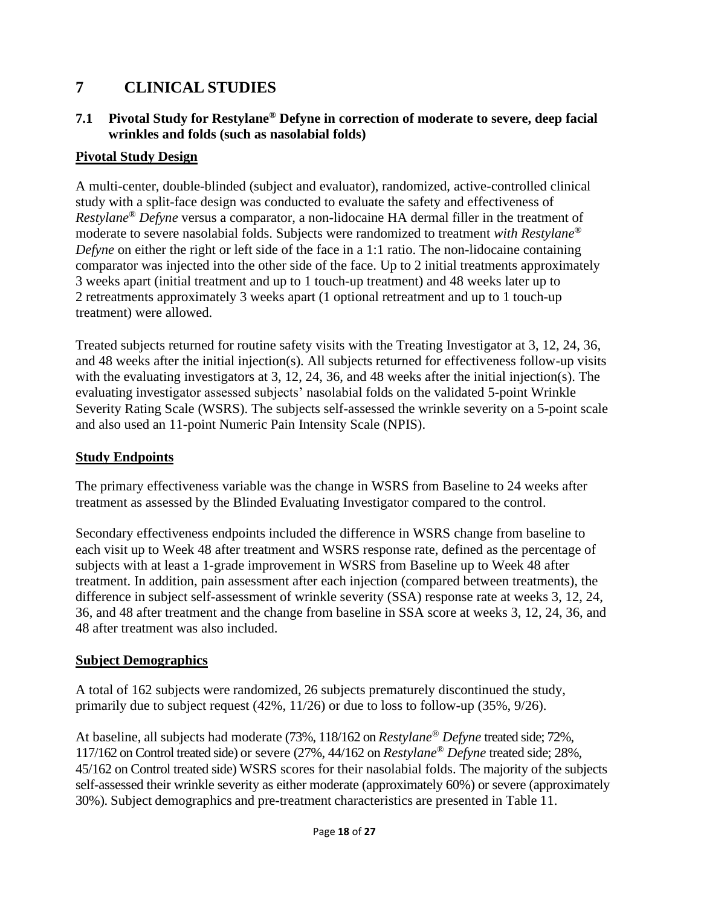# 7 CLINICAL STUDIES

## 7.1 Pivotal Study for Restylane® Defyne in correction of moderate to severe, deep facial wrinkles and folds (such as nasolabial folds)

**Pivotal Study Design**

A multi-center, double-blinded (subject and evaluator), randomized, active-controlled clinical study with a split-face design was conducted to evaluate the safety and effectiveness of *Restylane® Defyne* versus a comparator, a non-lidocaine HA dermal filler in the treatment of moderate to severe nasolabial folds. Subjects were randomized to treatment *with Restylane® Defyne* on either the right or left side of the face in a 1:1 ratio. The non-lidocaine containing comparator was injected into the other side of the face. Up to 2 initial treatments approximately 3 weeks apart (initial treatment and up to 1 touch-up treatment) and 48 weeks later up to 2 retreatments approximately 3 weeks apart (1 optional retreatment and up to 1 touch-up treatment) were allowed.

Treated subjects returned for routine safety visits with the Treating Investigator at 3, 12, 24, 36, and 48 weeks after the initial injection(s). All subjects returned for effectiveness follow-up visits with the evaluating investigators at 3, 12, 24, 36, and 48 weeks after the initial injection(s). The evaluating investigator assessed subjects' nasolabial folds on the validated 5-point Wrinkle Severity Rating Scale (WSRS). The subjects self-assessed the wrinkle severity on a 5-point scale and also used an 11-point Numeric Pain Intensity Scale (NPIS).

**Study Endpoints**

The primary effectiveness variable was the change in WSRS from Baseline to 24 weeks after treatment as assessed by the Blinded Evaluating Investigator compared to the control.

Secondary effectiveness endpoints included the difference in WSRS change from baseline to each visit up to Week 48 after treatment and WSRS response rate, defined as the percentage of subjects with at least a 1-grade improvement in WSRS from Baseline up to Week 48 after treatment. In addition, pain assessment after each injection (compared between treatments), the difference in subject self-assessment of wrinkle severity (SSA) response rate at weeks 3, 12, 24, 36, and 48 after treatment and the change from baseline in SSA score at weeks 3, 12, 24, 36, and 48 after treatment was also included.

**Subject Demographics**

A total of 162 subjects were randomized, 26 subjects prematurely discontinued the study, primarily due to subject request (42%, 11/26) or due to loss to follow-up (35%, 9/26).

At baseline, all subjects had moderate (73%, 118/162 on *Restylane® Defyne* treated side; 72%, 117/162 on Control treated side) or severe (27%, 44/162 on *Restylane® Defyne* treated side; 28%, 45/162 on Control treated side) WSRS scores for their nasolabial folds. The majority of the subjects self-assessed their wrinkle severity as either moderate (approximately 60%) or severe (approximately 30%). Subject demographics and pre-treatment characteristics are presented in Table 11.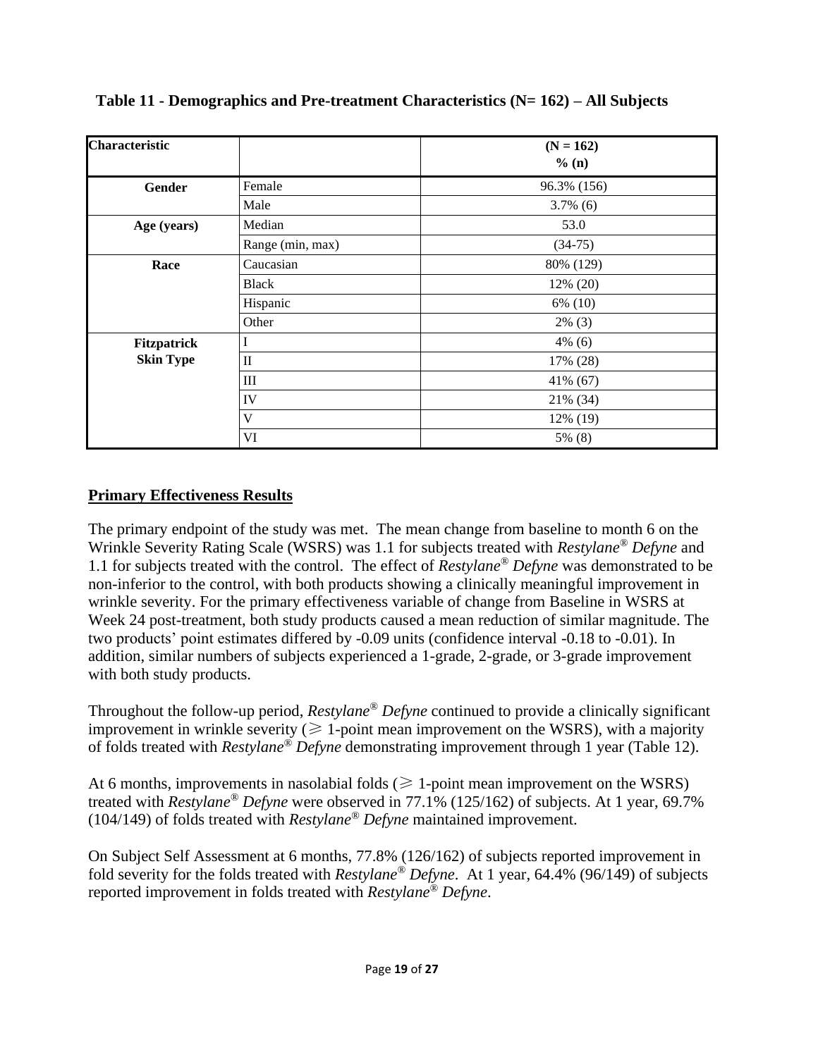**Table 11 - Demographics and Pre-treatment Characteristics (N= 162) – All Subjects**

| Characteristic | | (N = 162)<br>% (n) |
|---|---|---|
| **Gender** | Female | 96.3% (156) |
| | Male | 3.7% (6) |
| **Age (years)** | Median | 53.0 |
| | Range (min, max) | (34-75) |
| **Race** | Caucasian | 80% (129) |
| | Black | 12% (20) |
| | Hispanic | 6% (10) |
| | Other | 2% (3) |
| **Fitzpatrick Skin Type** | I | 4% (6) |
| | II | 17% (28) |
| | III | 41% (67) |
| | IV | 21% (34) |
| | V | 12% (19) |
| | VI | 5% (8) |

## Primary Effectiveness Results

The primary endpoint of the study was met. The mean change from baseline to month 6 on the Wrinkle Severity Rating Scale (WSRS) was 1.1 for subjects treated with *Restylane® Defyne* and 1.1 for subjects treated with the control. The effect of *Restylane® Defyne* was demonstrated to be non-inferior to the control, with both products showing a clinically meaningful improvement in wrinkle severity. For the primary effectiveness variable of change from Baseline in WSRS at Week 24 post-treatment, both study products caused a mean reduction of similar magnitude. The two products' point estimates differed by -0.09 units (confidence interval -0.18 to -0.01). In addition, similar numbers of subjects experienced a 1-grade, 2-grade, or 3-grade improvement with both study products.

Throughout the follow-up period, *Restylane® Defyne* continued to provide a clinically significant improvement in wrinkle severity (⩾ 1-point mean improvement on the WSRS), with a majority of folds treated with *Restylane® Defyne* demonstrating improvement through 1 year (Table 12).

At 6 months, improvements in nasolabial folds (⩾ 1-point mean improvement on the WSRS) treated with *Restylane® Defyne* were observed in 77.1% (125/162) of subjects. At 1 year, 69.7% (104/149) of folds treated with *Restylane® Defyne* maintained improvement.

On Subject Self Assessment at 6 months, 77.8% (126/162) of subjects reported improvement in fold severity for the folds treated with *Restylane® Defyne*. At 1 year, 64.4% (96/149) of subjects reported improvement in folds treated with *Restylane® Defyne*.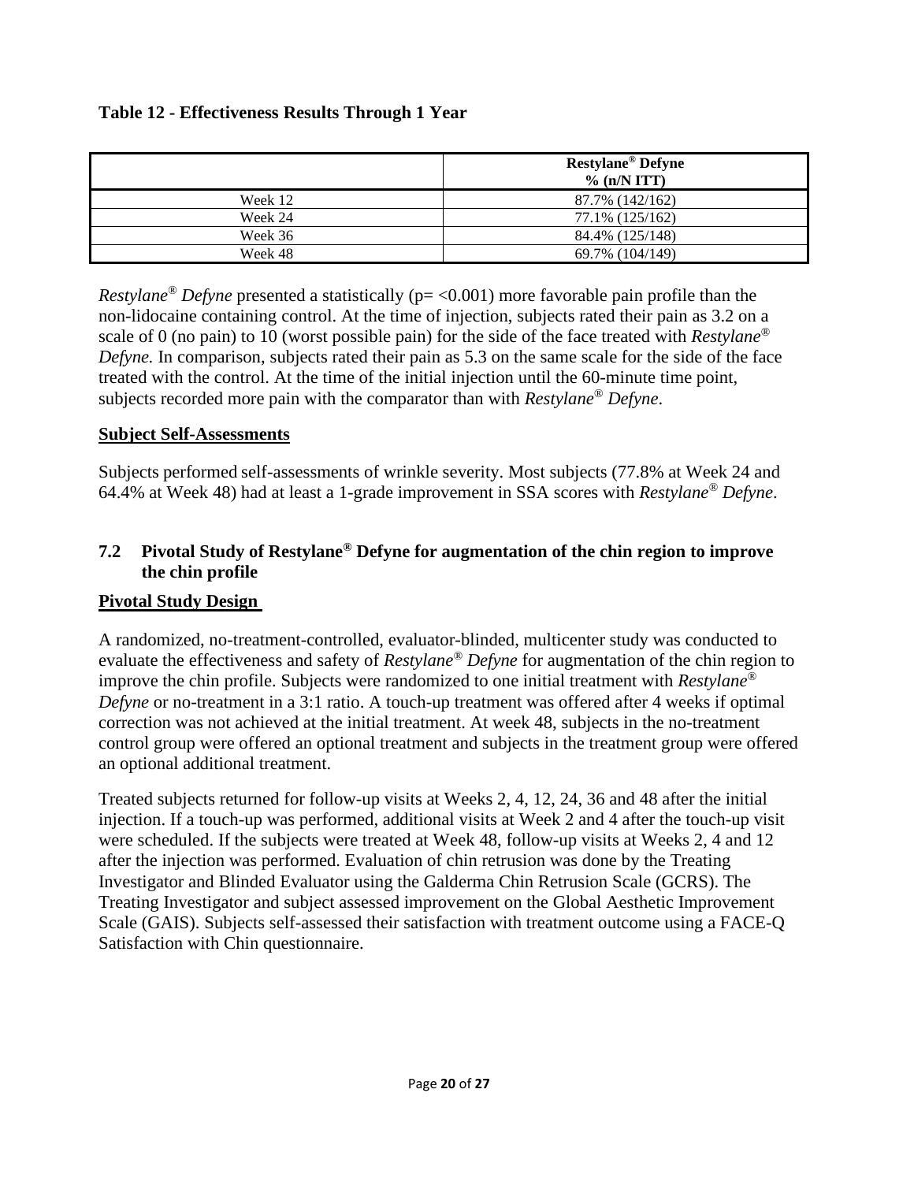**Table 12 - Effectiveness Results Through 1 Year**

| | Restylane® Defyne % (n/N ITT) |
|---|---|
| Week 12 | 87.7% (142/162) |
| Week 24 | 77.1% (125/162) |
| Week 36 | 84.4% (125/148) |
| Week 48 | 69.7% (104/149) |

*Restylane® Defyne* presented a statistically (p= <0.001) more favorable pain profile than the non-lidocaine containing control. At the time of injection, subjects rated their pain as 3.2 on a scale of 0 (no pain) to 10 (worst possible pain) for the side of the face treated with *Restylane® Defyne.* In comparison, subjects rated their pain as 5.3 on the same scale for the side of the face treated with the control. At the time of the initial injection until the 60-minute time point, subjects recorded more pain with the comparator than with *Restylane® Defyne*.

**Subject Self-Assessments**

Subjects performed self-assessments of wrinkle severity. Most subjects (77.8% at Week 24 and 64.4% at Week 48) had at least a 1-grade improvement in SSA scores with *Restylane® Defyne*.

## 7.2 Pivotal Study of Restylane® Defyne for augmentation of the chin region to improve the chin profile

**Pivotal Study Design**

A randomized, no-treatment-controlled, evaluator-blinded, multicenter study was conducted to evaluate the effectiveness and safety of *Restylane® Defyne* for augmentation of the chin region to improve the chin profile. Subjects were randomized to one initial treatment with *Restylane® Defyne* or no-treatment in a 3:1 ratio. A touch-up treatment was offered after 4 weeks if optimal correction was not achieved at the initial treatment. At week 48, subjects in the no-treatment control group were offered an optional treatment and subjects in the treatment group were offered an optional additional treatment.

Treated subjects returned for follow-up visits at Weeks 2, 4, 12, 24, 36 and 48 after the initial injection. If a touch-up was performed, additional visits at Week 2 and 4 after the touch-up visit were scheduled. If the subjects were treated at Week 48, follow-up visits at Weeks 2, 4 and 12 after the injection was performed. Evaluation of chin retrusion was done by the Treating Investigator and Blinded Evaluator using the Galderma Chin Retrusion Scale (GCRS). The Treating Investigator and subject assessed improvement on the Global Aesthetic Improvement Scale (GAIS). Subjects self-assessed their satisfaction with treatment outcome using a FACE-Q Satisfaction with Chin questionnaire.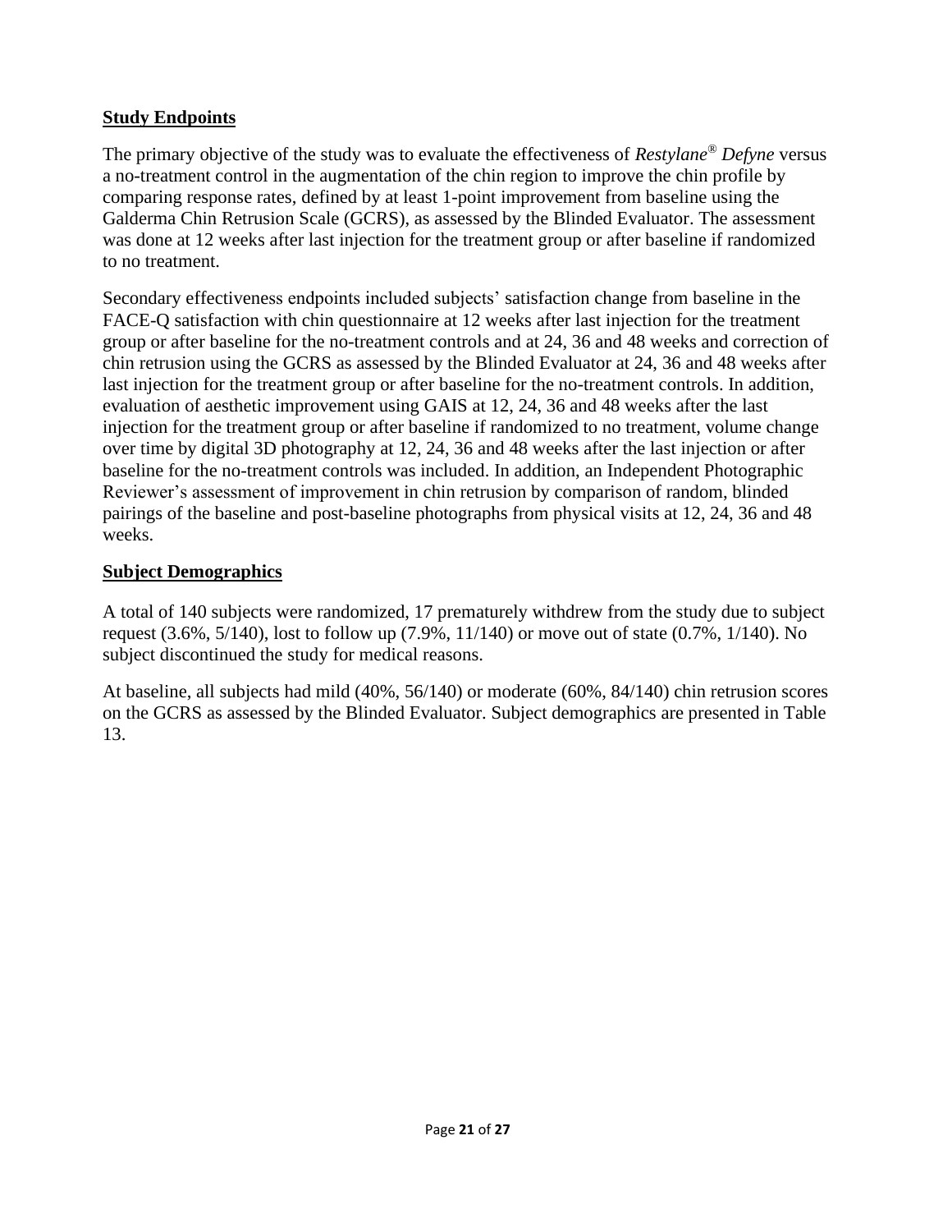## Study Endpoints

The primary objective of the study was to evaluate the effectiveness of *Restylane® Defyne* versus a no-treatment control in the augmentation of the chin region to improve the chin profile by comparing response rates, defined by at least 1-point improvement from baseline using the Galderma Chin Retrusion Scale (GCRS), as assessed by the Blinded Evaluator. The assessment was done at 12 weeks after last injection for the treatment group or after baseline if randomized to no treatment.

Secondary effectiveness endpoints included subjects' satisfaction change from baseline in the FACE-Q satisfaction with chin questionnaire at 12 weeks after last injection for the treatment group or after baseline for the no-treatment controls and at 24, 36 and 48 weeks and correction of chin retrusion using the GCRS as assessed by the Blinded Evaluator at 24, 36 and 48 weeks after last injection for the treatment group or after baseline for the no-treatment controls. In addition, evaluation of aesthetic improvement using GAIS at 12, 24, 36 and 48 weeks after the last injection for the treatment group or after baseline if randomized to no treatment, volume change over time by digital 3D photography at 12, 24, 36 and 48 weeks after the last injection or after baseline for the no-treatment controls was included. In addition, an Independent Photographic Reviewer's assessment of improvement in chin retrusion by comparison of random, blinded pairings of the baseline and post-baseline photographs from physical visits at 12, 24, 36 and 48 weeks.

## Subject Demographics

A total of 140 subjects were randomized, 17 prematurely withdrew from the study due to subject request (3.6%, 5/140), lost to follow up (7.9%, 11/140) or move out of state (0.7%, 1/140). No subject discontinued the study for medical reasons.

At baseline, all subjects had mild (40%, 56/140) or moderate (60%, 84/140) chin retrusion scores on the GCRS as assessed by the Blinded Evaluator. Subject demographics are presented in Table 13.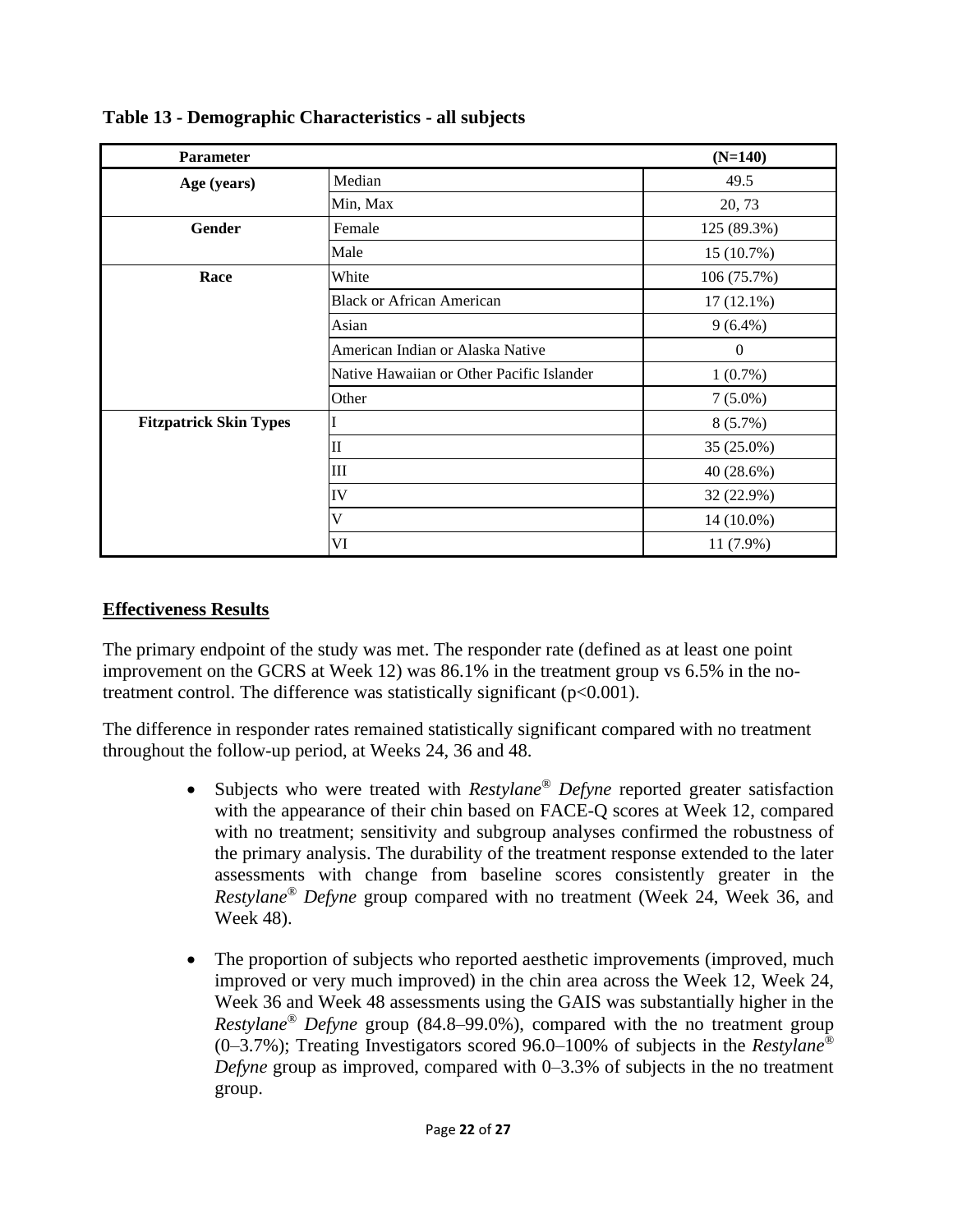**Table 13 - Demographic Characteristics - all subjects**

| Parameter | | (N=140) |
|---|---|---|
| Age (years) | Median | 49.5 |
| | Min, Max | 20, 73 |
| Gender | Female | 125 (89.3%) |
| | Male | 15 (10.7%) |
| Race | White | 106 (75.7%) |
| | Black or African American | 17 (12.1%) |
| | Asian | 9 (6.4%) |
| | American Indian or Alaska Native | 0 |
| | Native Hawaiian or Other Pacific Islander | 1 (0.7%) |
| | Other | 7 (5.0%) |
| Fitzpatrick Skin Types | I | 8 (5.7%) |
| | II | 35 (25.0%) |
| | III | 40 (28.6%) |
| | IV | 32 (22.9%) |
| | V | 14 (10.0%) |
| | VI | 11 (7.9%) |

## Effectiveness Results

The primary endpoint of the study was met. The responder rate (defined as at least one point improvement on the GCRS at Week 12) was 86.1% in the treatment group vs 6.5% in the no-treatment control. The difference was statistically significant ($p<0.001$).

The difference in responder rates remained statistically significant compared with no treatment throughout the follow-up period, at Weeks 24, 36 and 48.

- Subjects who were treated with *Restylane® Defyne* reported greater satisfaction with the appearance of their chin based on FACE-Q scores at Week 12, compared with no treatment; sensitivity and subgroup analyses confirmed the robustness of the primary analysis. The durability of the treatment response extended to the later assessments with change from baseline scores consistently greater in the *Restylane® Defyne* group compared with no treatment (Week 24, Week 36, and Week 48).

- The proportion of subjects who reported aesthetic improvements (improved, much improved or very much improved) in the chin area across the Week 12, Week 24, Week 36 and Week 48 assessments using the GAIS was substantially higher in the *Restylane® Defyne* group (84.8–99.0%), compared with the no treatment group (0–3.7%); Treating Investigators scored 96.0–100% of subjects in the *Restylane® Defyne* group as improved, compared with 0–3.3% of subjects in the no treatment group.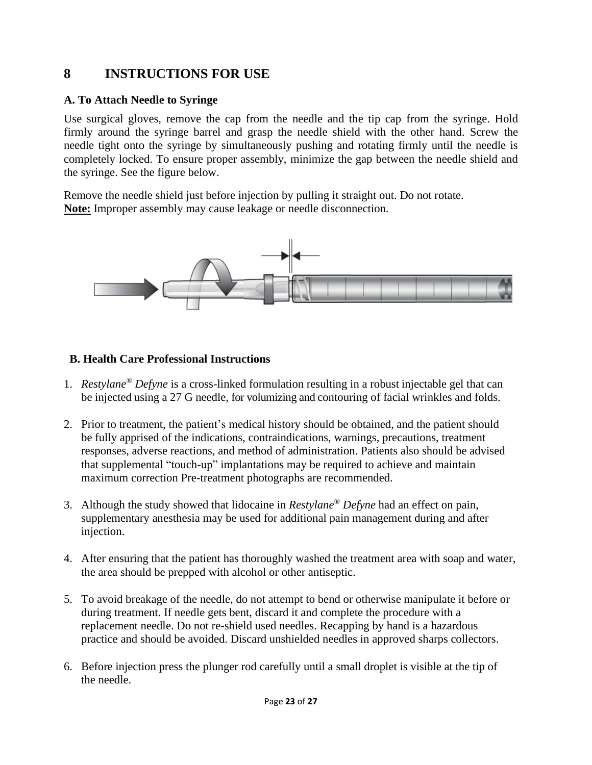## 8 INSTRUCTIONS FOR USE

### A. To Attach Needle to Syringe

Use surgical gloves, remove the cap from the needle and the tip cap from the syringe. Hold firmly around the syringe barrel and grasp the needle shield with the other hand. Screw the needle tight onto the syringe by simultaneously pushing and rotating firmly until the needle is completely locked. To ensure proper assembly, minimize the gap between the needle shield and the syringe. See the figure below.

Remove the needle shield just before injection by pulling it straight out. Do not rotate.
**Note:** Improper assembly may cause leakage or needle disconnection.

### B. Health Care Professional Instructions

1. *Restylane® Defyne* is a cross-linked formulation resulting in a robust injectable gel that can be injected using a 27 G needle, for volumizing and contouring of facial wrinkles and folds.

2. Prior to treatment, the patient's medical history should be obtained, and the patient should be fully apprised of the indications, contraindications, warnings, precautions, treatment responses, adverse reactions, and method of administration. Patients also should be advised that supplemental "touch-up" implantations may be required to achieve and maintain maximum correction Pre-treatment photographs are recommended.

3. Although the study showed that lidocaine in *Restylane® Defyne* had an effect on pain, supplementary anesthesia may be used for additional pain management during and after injection.

4. After ensuring that the patient has thoroughly washed the treatment area with soap and water, the area should be prepped with alcohol or other antiseptic.

5. To avoid breakage of the needle, do not attempt to bend or otherwise manipulate it before or during treatment. If needle gets bent, discard it and complete the procedure with a replacement needle. Do not re-shield used needles. Recapping by hand is a hazardous practice and should be avoided. Discard unshielded needles in approved sharps collectors.

6. Before injection press the plunger rod carefully until a small droplet is visible at the tip of the needle.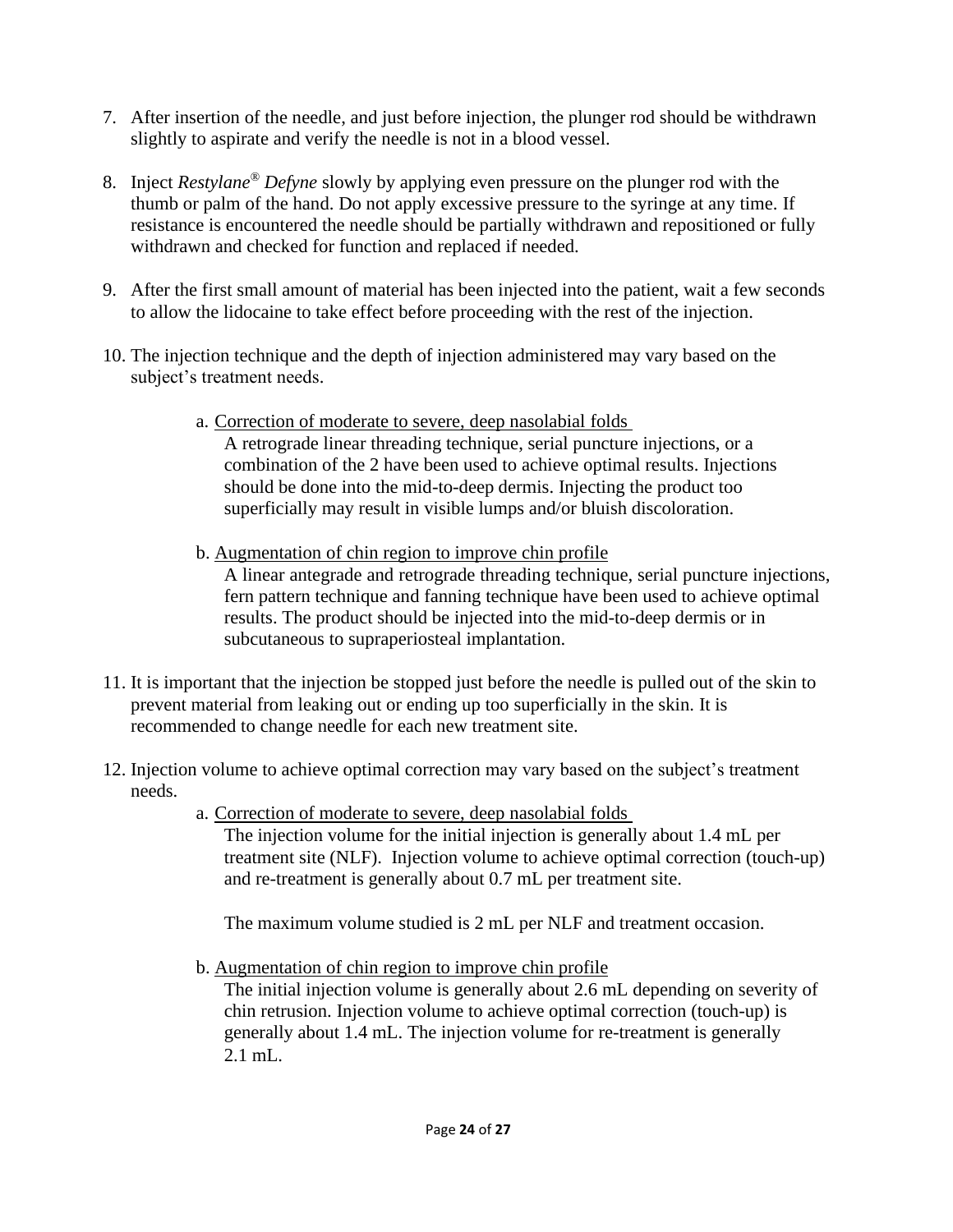7. After insertion of the needle, and just before injection, the plunger rod should be withdrawn slightly to aspirate and verify the needle is not in a blood vessel.

8. Inject *Restylane® Defyne* slowly by applying even pressure on the plunger rod with the thumb or palm of the hand. Do not apply excessive pressure to the syringe at any time. If resistance is encountered the needle should be partially withdrawn and repositioned or fully withdrawn and checked for function and replaced if needed.

9. After the first small amount of material has been injected into the patient, wait a few seconds to allow the lidocaine to take effect before proceeding with the rest of the injection.

10. The injection technique and the depth of injection administered may vary based on the subject's treatment needs.

    a. Correction of moderate to severe, deep nasolabial folds
    A retrograde linear threading technique, serial puncture injections, or a combination of the 2 have been used to achieve optimal results. Injections should be done into the mid-to-deep dermis. Injecting the product too superficially may result in visible lumps and/or bluish discoloration.

    b. Augmentation of chin region to improve chin profile
    A linear antegrade and retrograde threading technique, serial puncture injections, fern pattern technique and fanning technique have been used to achieve optimal results. The product should be injected into the mid-to-deep dermis or in subcutaneous to supraperiosteal implantation.

11. It is important that the injection be stopped just before the needle is pulled out of the skin to prevent material from leaking out or ending up too superficially in the skin. It is recommended to change needle for each new treatment site.

12. Injection volume to achieve optimal correction may vary based on the subject's treatment needs.

    a. Correction of moderate to severe, deep nasolabial folds
    The injection volume for the initial injection is generally about 1.4 mL per treatment site (NLF). Injection volume to achieve optimal correction (touch-up) and re-treatment is generally about 0.7 mL per treatment site.

    The maximum volume studied is 2 mL per NLF and treatment occasion.

    b. Augmentation of chin region to improve chin profile
    The initial injection volume is generally about 2.6 mL depending on severity of chin retrusion. Injection volume to achieve optimal correction (touch-up) is generally about 1.4 mL. The injection volume for re-treatment is generally 2.1 mL.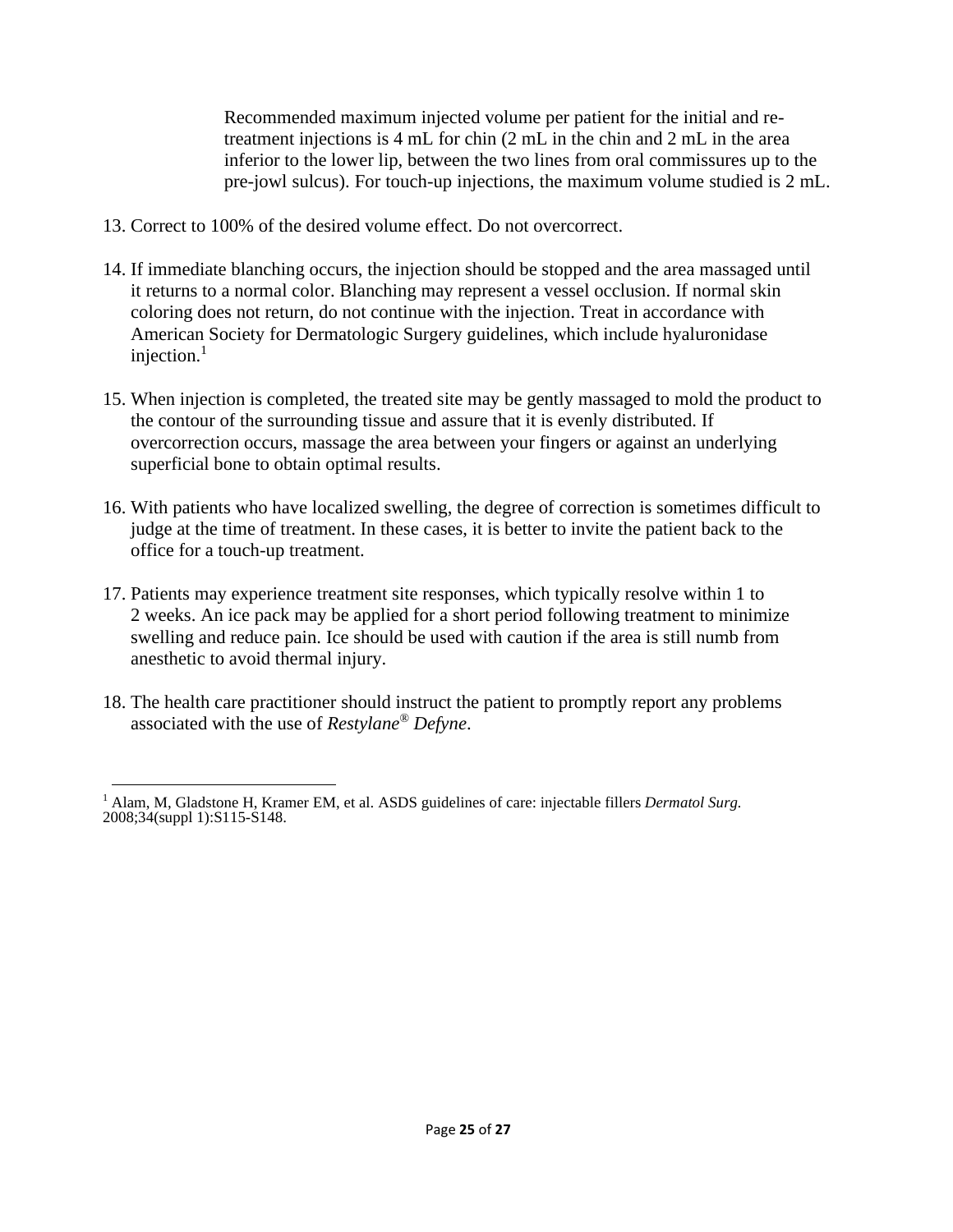Recommended maximum injected volume per patient for the initial and re-treatment injections is 4 mL for chin (2 mL in the chin and 2 mL in the area inferior to the lower lip, between the two lines from oral commissures up to the pre-jowl sulcus). For touch-up injections, the maximum volume studied is 2 mL.

13. Correct to 100% of the desired volume effect. Do not overcorrect.

14. If immediate blanching occurs, the injection should be stopped and the area massaged until it returns to a normal color. Blanching may represent a vessel occlusion. If normal skin coloring does not return, do not continue with the injection. Treat in accordance with American Society for Dermatologic Surgery guidelines, which include hyaluronidase injection.[1]

15. When injection is completed, the treated site may be gently massaged to mold the product to the contour of the surrounding tissue and assure that it is evenly distributed. If overcorrection occurs, massage the area between your fingers or against an underlying superficial bone to obtain optimal results.

16. With patients who have localized swelling, the degree of correction is sometimes difficult to judge at the time of treatment. In these cases, it is better to invite the patient back to the office for a touch-up treatment.

17. Patients may experience treatment site responses, which typically resolve within 1 to 2 weeks. An ice pack may be applied for a short period following treatment to minimize swelling and reduce pain. Ice should be used with caution if the area is still numb from anesthetic to avoid thermal injury.

18. The health care practitioner should instruct the patient to promptly report any problems associated with the use of *Restylane® Defyne*.

---

[1] Alam, M, Gladstone H, Kramer EM, et al. ASDS guidelines of care: injectable fillers *Dermatol Surg.* 2008;34(suppl 1):S115-S148.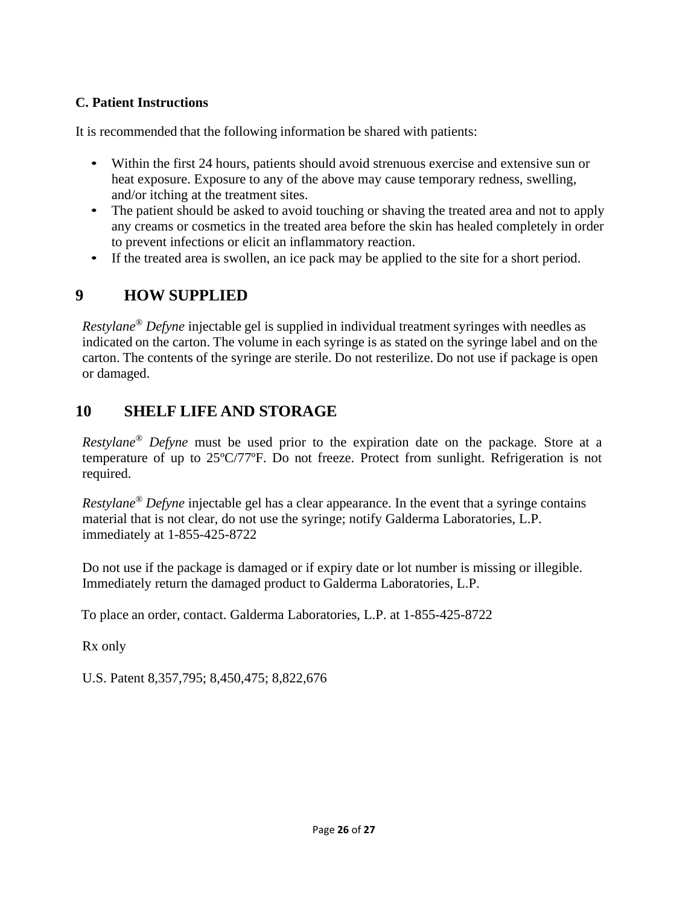**C. Patient Instructions**

It is recommended that the following information be shared with patients:

- Within the first 24 hours, patients should avoid strenuous exercise and extensive sun or heat exposure. Exposure to any of the above may cause temporary redness, swelling, and/or itching at the treatment sites.
- The patient should be asked to avoid touching or shaving the treated area and not to apply any creams or cosmetics in the treated area before the skin has healed completely in order to prevent infections or elicit an inflammatory reaction.
- If the treated area is swollen, an ice pack may be applied to the site for a short period.

## 9 HOW SUPPLIED

*Restylane® Defyne* injectable gel is supplied in individual treatment syringes with needles as indicated on the carton. The volume in each syringe is as stated on the syringe label and on the carton. The contents of the syringe are sterile. Do not resterilize. Do not use if package is open or damaged.

## 10 SHELF LIFE AND STORAGE

*Restylane® Defyne* must be used prior to the expiration date on the package. Store at a temperature of up to 25ºC/77ºF. Do not freeze. Protect from sunlight. Refrigeration is not required.

*Restylane® Defyne* injectable gel has a clear appearance. In the event that a syringe contains material that is not clear, do not use the syringe; notify Galderma Laboratories, L.P. immediately at 1-855-425-8722

Do not use if the package is damaged or if expiry date or lot number is missing or illegible. Immediately return the damaged product to Galderma Laboratories, L.P.

To place an order, contact. Galderma Laboratories, L.P. at 1-855-425-8722

Rx only

U.S. Patent 8,357,795; 8,450,475; 8,822,676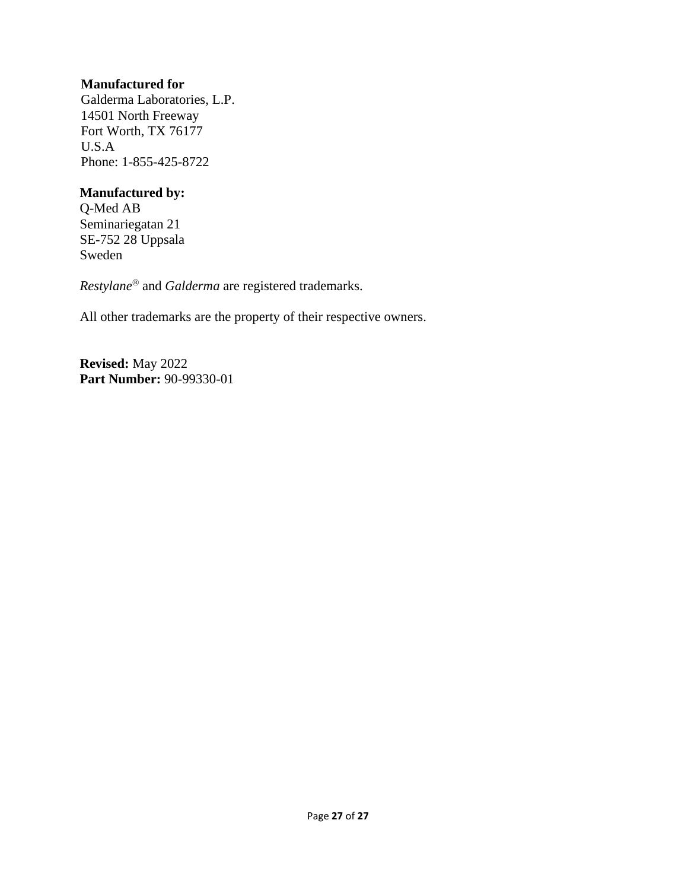**Manufactured for**
Galderma Laboratories, L.P.
14501 North Freeway
Fort Worth, TX 76177
U.S.A
Phone: 1-855-425-8722

**Manufactured by:**
Q-Med AB
Seminariegatan 21
SE-752 28 Uppsala
Sweden

*Restylane*® and *Galderma* are registered trademarks.

All other trademarks are the property of their respective owners.

**Revised:** May 2022
**Part Number:** 90-99330-01